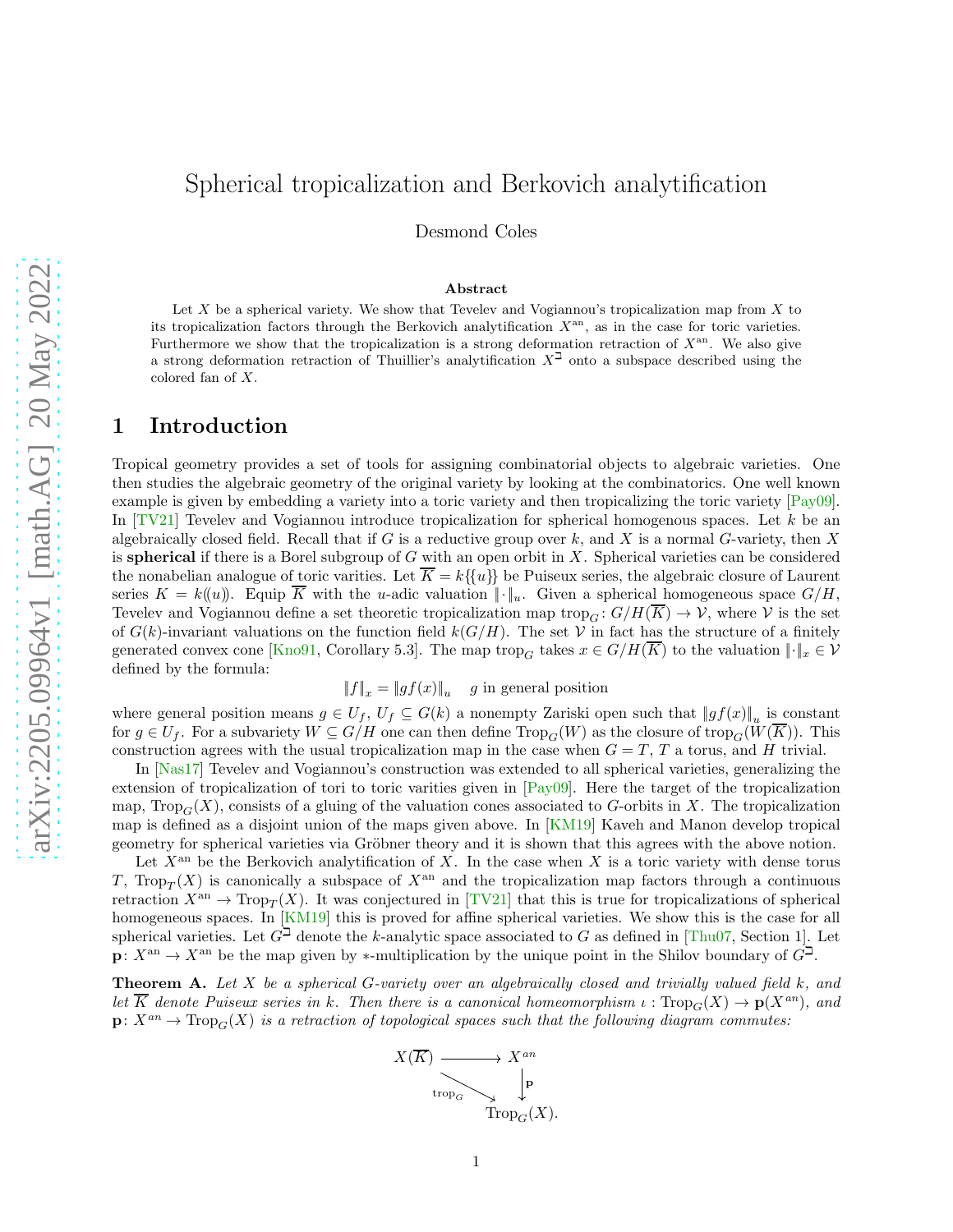# Spherical tropicalization and Berkovich analytification

Desmond Coles

**Abstract**

Let $X$ be a spherical variety. We show that Tevelev and Vogiannou's tropicalization map from $X$ to its tropicalization factors through the Berkovich analytification $X^{\mathrm{an}}$, as in the case for toric varieties. Furthermore we show that the tropicalization is a strong deformation retraction of $X^{\mathrm{an}}$. We also give a strong deformation retraction of Thuillier's analytification $X^{\beth}$ onto a subspace described using the colored fan of $X$.

## 1 Introduction

Tropical geometry provides a set of tools for assigning combinatorial objects to algebraic varieties. One then studies the algebraic geometry of the original variety by looking at the combinatorics. One well known example is given by embedding a variety into a toric variety and then tropicalizing the toric variety [Pay09]. In [TV21] Tevelev and Vogiannou introduce tropicalization for spherical homogenous spaces. Let $k$ be an algebraically closed field. Recall that if $G$ is a reductive group over $k$, and $X$ is a normal $G$-variety, then $X$ is **spherical** if there is a Borel subgroup of $G$ with an open orbit in $X$. Spherical varieties can be considered the nonabelian analogue of toric varities. Let $\overline{K} = k\{\{u\}\}$ be Puiseux series, the algebraic closure of Laurent series $K = k((u))$. Equip $\overline{K}$ with the $u$-adic valuation $\|\cdot\|_u$. Given a spherical homogeneous space $G/H$, Tevelev and Vogiannou define a set theoretic tropicalization map $\mathrm{trop}_G\colon G/H(\overline{K}) \to \mathcal{V}$, where $\mathcal{V}$ is the set of $G(k)$-invariant valuations on the function field $k(G/H)$. The set $\mathcal{V}$ in fact has the structure of a finitely generated convex cone [Kno91, Corollary 5.3]. The map $\mathrm{trop}_G$ takes $x \in G/H(\overline{K})$ to the valuation $\|\cdot\|_x \in \mathcal{V}$ defined by the formula:

$$\|f\|_x = \|gf(x)\|_u \quad g \text{ in general position}$$

where general position means $g \in U_f$, $U_f \subseteq G(k)$ a nonempty Zariski open such that $\|gf(x)\|_u$ is constant for $g \in U_f$. For a subvariety $W \subseteq G/H$ one can then define $\mathrm{Trop}_G(W)$ as the closure of $\mathrm{trop}_G(W(\overline{K}))$. This construction agrees with the usual tropicalization map in the case when $G = T$, $T$ a torus, and $H$ trivial.

In [Nas17] Tevelev and Vogiannou's construction was extended to all spherical varieties, generalizing the extension of tropicalization of tori to toric varities given in [Pay09]. Here the target of the tropicalization map, $\mathrm{Trop}_G(X)$, consists of a gluing of the valuation cones associated to $G$-orbits in $X$. The tropicalization map is defined as a disjoint union of the maps given above. In [KM19] Kaveh and Manon develop tropical geometry for spherical varieties via Gröbner theory and it is shown that this agrees with the above notion.

Let $X^{\mathrm{an}}$ be the Berkovich analytification of $X$. In the case when $X$ is a toric variety with dense torus $T$, $\mathrm{Trop}_T(X)$ is canonically a subspace of $X^{\mathrm{an}}$ and the tropicalization map factors through a continuous retraction $X^{\mathrm{an}} \to \mathrm{Trop}_T(X)$. It was conjectured in [TV21] that this is true for tropicalizations of spherical homogeneous spaces. In [KM19] this is proved for affine spherical varieties. We show this is the case for all spherical varieties. Let $G^{\beth}$ denote the $k$-analytic space associated to $G$ as defined in [Thu07, Section 1]. Let $\mathbf{p}\colon X^{\mathrm{an}} \to X^{\mathrm{an}}$ be the map given by $*$-multiplication by the unique point in the Shilov boundary of $G^{\beth}$.

**Theorem A.** *Let $X$ be a spherical $G$-variety over an algebraically closed and trivially valued field $k$, and let $\overline{K}$ denote Puiseux series in $k$. Then there is a canonical homeomorphism $\iota : \mathrm{Trop}_G(X) \to \mathbf{p}(X^{an})$, and $\mathbf{p}\colon X^{an} \to \mathrm{Trop}_G(X)$ is a retraction of topological spaces such that the following diagram commutes:*

$$\begin{array}{ccc} X(\overline{K}) & \longrightarrow & X^{an} \\ & \searrow^{\mathrm{trop}_G} & \downarrow \mathbf{p} \\ & & \mathrm{Trop}_G(X). \end{array}$$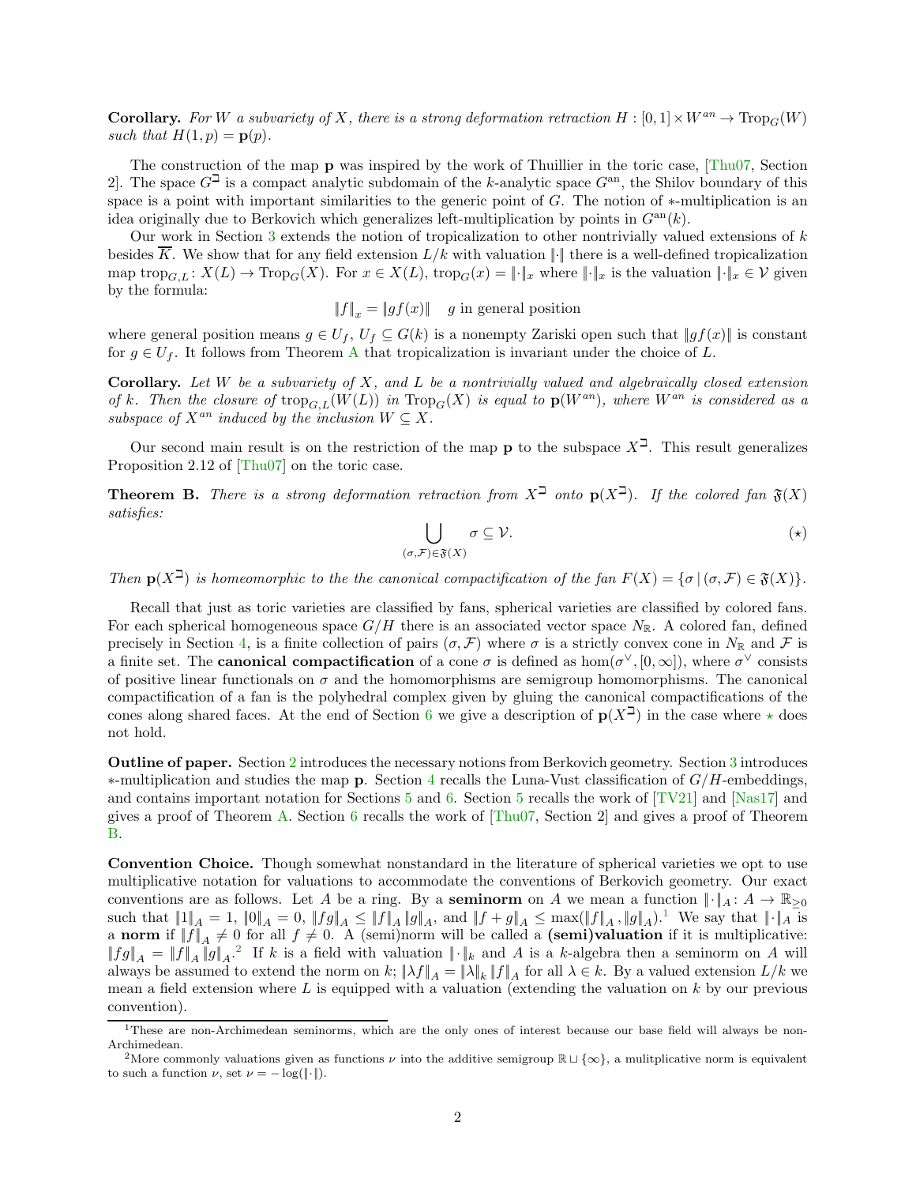**Corollary.** *For $W$ a subvariety of $X$, there is a strong deformation retraction $H : [0,1] \times W^{an} \to \mathrm{Trop}_G(W)$ such that $H(1,p) = \mathbf{p}(p)$.*

The construction of the map $\mathbf{p}$ was inspired by the work of Thuillier in the toric case, [Thu07, Section 2]. The space $G^{\beth}$ is a compact analytic subdomain of the $k$-analytic space $G^{\mathrm{an}}$, the Shilov boundary of this space is a point with important similarities to the generic point of $G$. The notion of $*$-multiplication is an idea originally due to Berkovich which generalizes left-multiplication by points in $G^{\mathrm{an}}(k)$.

Our work in Section 3 extends the notion of tropicalization to other nontrivially valued extensions of $k$ besides $\overline{K}$. We show that for any field extension $L/k$ with valuation $\|\cdot\|$ there is a well-defined tropicalization map $\mathrm{trop}_{G,L} \colon X(L) \to \mathrm{Trop}_G(X)$. For $x \in X(L)$, $\mathrm{trop}_G(x) = \|\cdot\|_x$ where $\|\cdot\|_x$ is the valuation $\|\cdot\|_x \in \mathcal{V}$ given by the formula:

$$\|f\|_x = \|gf(x)\| \quad g \text{ in general position}$$

where general position means $g \in U_f$, $U_f \subseteq G(k)$ is a nonempty Zariski open such that $\|gf(x)\|$ is constant for $g \in U_f$. It follows from Theorem A that tropicalization is invariant under the choice of $L$.

**Corollary.** *Let $W$ be a subvariety of $X$, and $L$ be a nontrivially valued and algebraically closed extension of $k$. Then the closure of $\mathrm{trop}_{G,L}(W(L))$ in $\mathrm{Trop}_G(X)$ is equal to $\mathbf{p}(W^{an})$, where $W^{an}$ is considered as a subspace of $X^{an}$ induced by the inclusion $W \subseteq X$.*

Our second main result is on the restriction of the map $\mathbf{p}$ to the subspace $X^{\beth}$. This result generalizes Proposition 2.12 of [Thu07] on the toric case.

**Theorem B.** *There is a strong deformation retraction from $X^{\beth}$ onto $\mathbf{p}(X^{\beth})$. If the colored fan $\mathfrak{F}(X)$ satisfies:*

$$\bigcup_{(\sigma,\mathcal{F}) \in \mathfrak{F}(X)} \sigma \subseteq \mathcal{V}. \tag{$\star$}$$

*Then $\mathbf{p}(X^{\beth})$ is homeomorphic to the the canonical compactification of the fan $F(X) = \{\sigma \mid (\sigma, \mathcal{F}) \in \mathfrak{F}(X)\}$.*

Recall that just as toric varieties are classified by fans, spherical varieties are classified by colored fans. For each spherical homogeneous space $G/H$ there is an associated vector space $N_{\mathbb{R}}$. A colored fan, defined precisely in Section 4, is a finite collection of pairs $(\sigma, \mathcal{F})$ where $\sigma$ is a strictly convex cone in $N_{\mathbb{R}}$ and $\mathcal{F}$ is a finite set. The **canonical compactification** of a cone $\sigma$ is defined as $\hom(\sigma^\vee, [0,\infty])$, where $\sigma^\vee$ consists of positive linear functionals on $\sigma$ and the homomorphisms are semigroup homomorphisms. The canonical compactification of a fan is the polyhedral complex given by gluing the canonical compactifications of the cones along shared faces. At the end of Section 6 we give a description of $\mathbf{p}(X^{\beth})$ in the case where $\star$ does not hold.

**Outline of paper.** Section 2 introduces the necessary notions from Berkovich geometry. Section 3 introduces $*$-multiplication and studies the map $\mathbf{p}$. Section 4 recalls the Luna-Vust classification of $G/H$-embeddings, and contains important notation for Sections 5 and 6. Section 5 recalls the work of [TV21] and [Nas17] and gives a proof of Theorem A. Section 6 recalls the work of [Thu07, Section 2] and gives a proof of Theorem B.

**Convention Choice.** Though somewhat nonstandard in the literature of spherical varieties we opt to use multiplicative notation for valuations to accommodate the conventions of Berkovich geometry. Our exact conventions are as follows. Let $A$ be a ring. By a **seminorm** on $A$ we mean a function $\|\cdot\|_A \colon A \to \mathbb{R}_{\geq 0}$ such that $\|1\|_A = 1$, $\|0\|_A = 0$, $\|fg\|_A \leq \|f\|_A \|g\|_A$, and $\|f+g\|_A \leq \max(\|f\|_A, \|g\|_A)$.[1] We say that $\|\cdot\|_A$ is a **norm** if $\|f\|_A \neq 0$ for all $f \neq 0$. A (semi)norm will be called a **(semi)valuation** if it is multiplicative: $\|fg\|_A = \|f\|_A \|g\|_A$.[2] If $k$ is a field with valuation $\|\cdot\|_k$ and $A$ is a $k$-algebra then a seminorm on $A$ will always be assumed to extend the norm on $k$; $\|\lambda f\|_A = \|\lambda\|_k \|f\|_A$ for all $\lambda \in k$. By a valued extension $L/k$ we mean a field extension where $L$ is equipped with a valuation (extending the valuation on $k$ by our previous convention).

[1] These are non-Archimedean seminorms, which are the only ones of interest because our base field will always be non-Archimedean.

[2] More commonly valuations given as functions $\nu$ into the additive semigroup $\mathbb{R} \sqcup \{\infty\}$, a mulitplicative norm is equivalent to such a function $\nu$, set $\nu = -\log(\|\cdot\|)$.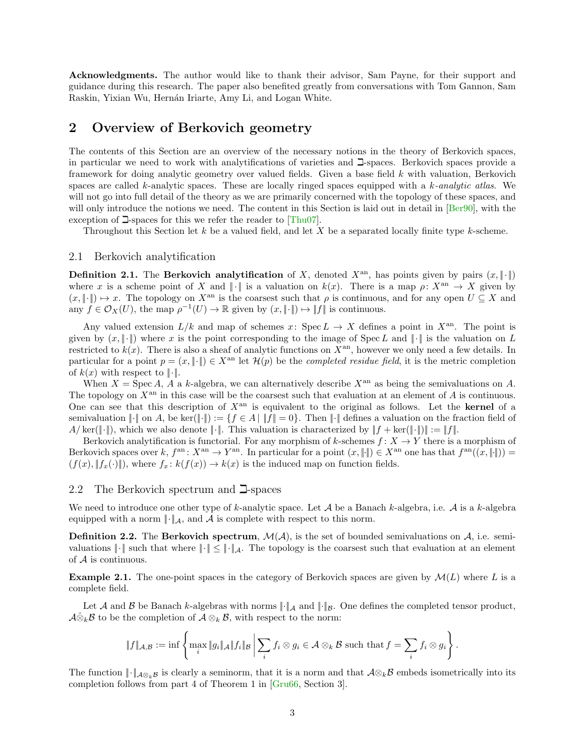**Acknowledgments.** The author would like to thank their advisor, Sam Payne, for their support and guidance during this research. The paper also benefited greatly from conversations with Tom Gannon, Sam Raskin, Yixian Wu, Hernán Iriarte, Amy Li, and Logan White.

## 2 Overview of Berkovich geometry

The contents of this Section are an overview of the necessary notions in the theory of Berkovich spaces, in particular we need to work with analytifications of varieties and $\beth$-spaces. Berkovich spaces provide a framework for doing analytic geometry over valued fields. Given a base field $k$ with valuation, Berkovich spaces are called $k$-analytic spaces. These are locally ringed spaces equipped with a $k$-*analytic atlas*. We will not go into full detail of the theory as we are primarily concerned with the topology of these spaces, and will only introduce the notions we need. The content in this Section is laid out in detail in [Ber90], with the exception of $\beth$-spaces for this we refer the reader to [Thu07].

Throughout this Section let $k$ be a valued field, and let $X$ be a separated locally finite type $k$-scheme.

### 2.1 Berkovich analytification

**Definition 2.1.** The **Berkovich analytification** of $X$, denoted $X^{\text{an}}$, has points given by pairs $(x, \|\cdot\|)$ where $x$ is a scheme point of $X$ and $\|\cdot\|$ is a valuation on $k(x)$. There is a map $\rho\colon X^{\text{an}} \to X$ given by $(x, \|\cdot\|) \mapsto x$. The topology on $X^{\text{an}}$ is the coarsest such that $\rho$ is continuous, and for any open $U \subseteq X$ and any $f \in \mathcal{O}_X(U)$, the map $\rho^{-1}(U) \to \mathbb{R}$ given by $(x, \|\cdot\|) \mapsto \|f\|$ is continuous.

Any valued extension $L/k$ and map of schemes $x\colon \operatorname{Spec} L \to X$ defines a point in $X^{\text{an}}$. The point is given by $(x, \|\cdot\|)$ where $x$ is the point corresponding to the image of $\operatorname{Spec} L$ and $\|\cdot\|$ is the valuation on $L$ restricted to $k(x)$. There is also a sheaf of analytic functions on $X^{\text{an}}$, however we only need a few details. In particular for a point $p = (x, \|\cdot\|) \in X^{\text{an}}$ let $\mathcal{H}(p)$ be the *completed residue field*, it is the metric completion of $k(x)$ with respect to $\|\cdot\|$.

When $X = \operatorname{Spec} A$, $A$ a $k$-algebra, we can alternatively describe $X^{\text{an}}$ as being the semivaluations on $A$. The topology on $X^{\text{an}}$ in this case will be the coarsest such that evaluation at an element of $A$ is continuous. One can see that this description of $X^{\text{an}}$ is equivalent to the original as follows. Let the **kernel** of a semivaluation $\|\cdot\|$ on $A$, be $\ker(\|\cdot\|) := \{f \in A \mid \|f\| = 0\}$. Then $\|\cdot\|$ defines a valuation on the fraction field of $A/\ker(\|\cdot\|)$, which we also denote $\|\cdot\|$. This valuation is characterized by $\|f + \ker(\|\cdot\|)\| := \|f\|$.

Berkovich analytification is functorial. For any morphism of $k$-schemes $f\colon X \to Y$ there is a morphism of Berkovich spaces over $k$, $f^{\text{an}}\colon X^{\text{an}} \to Y^{\text{an}}$. In particular for a point $(x, \|\cdot\|) \in X^{\text{an}}$ one has that $f^{\text{an}}((x, \|\cdot\|)) = (f(x), \|f_x(\cdot)\|)$, where $f_x\colon k(f(x)) \to k(x)$ is the induced map on function fields.

### 2.2 The Berkovich spectrum and $\beth$-spaces

We need to introduce one other type of $k$-analytic space. Let $\mathcal{A}$ be a Banach $k$-algebra, i.e. $\mathcal{A}$ is a $k$-algebra equipped with a norm $\|\cdot\|_{\mathcal{A}}$, and $\mathcal{A}$ is complete with respect to this norm.

**Definition 2.2.** The **Berkovich spectrum**, $\mathcal{M}(\mathcal{A})$, is the set of bounded semivaluations on $\mathcal{A}$, i.e. semivaluations $\|\cdot\|$ such that where $\|\cdot\| \leq \|\cdot\|_{\mathcal{A}}$. The topology is the coarsest such that evaluation at an element of $\mathcal{A}$ is continuous.

**Example 2.1.** The one-point spaces in the category of Berkovich spaces are given by $\mathcal{M}(L)$ where $L$ is a complete field.

Let $\mathcal{A}$ and $\mathcal{B}$ be Banach $k$-algebras with norms $\|\cdot\|_{\mathcal{A}}$ and $\|\cdot\|_{\mathcal{B}}$. One defines the completed tensor product, $\mathcal{A}\hat{\otimes}_k\mathcal{B}$ to be the completion of $\mathcal{A} \otimes_k \mathcal{B}$, with respect to the norm:

$$\|f\|_{\mathcal{A},\mathcal{B}} := \inf \left\{ \max_i \|g_i\|_{\mathcal{A}} \|f_i\|_{\mathcal{B}} \,\middle|\, \sum_i f_i \otimes g_i \in \mathcal{A} \otimes_k \mathcal{B} \text{ such that } f = \sum_i f_i \otimes g_i \right\}.$$

The function $\|\cdot\|_{\mathcal{A}\otimes_k\mathcal{B}}$ is clearly a seminorm, that it is a norm and that $\mathcal{A}\otimes_k\mathcal{B}$ embeds isometrically into its completion follows from part 4 of Theorem 1 in [Gru66, Section 3].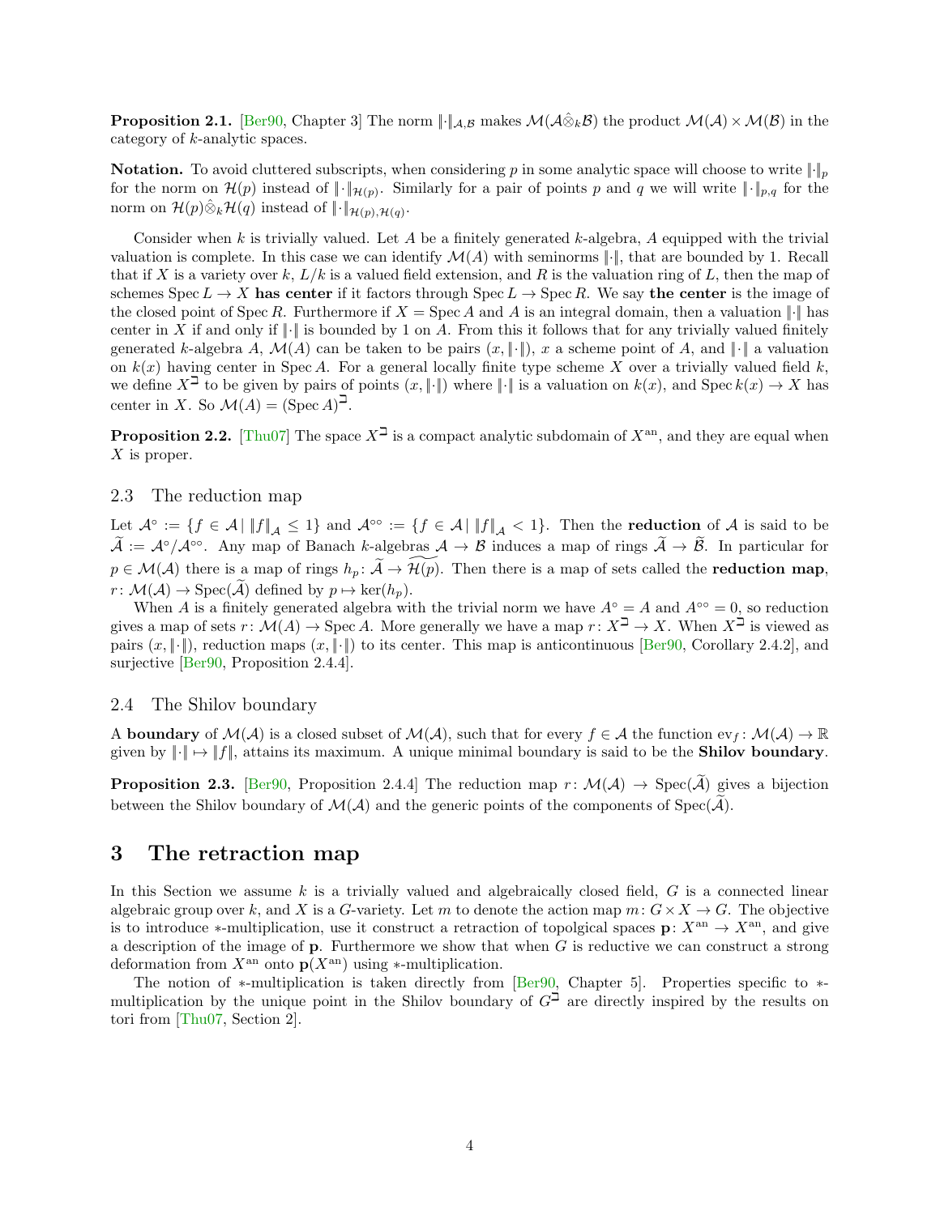**Proposition 2.1.** [Ber90, Chapter 3] The norm $\|\cdot\|_{\mathcal{A},\mathcal{B}}$ makes $\mathcal{M}(\mathcal{A}\hat{\otimes}_k\mathcal{B})$ the product $\mathcal{M}(\mathcal{A}) \times \mathcal{M}(\mathcal{B})$ in the category of $k$-analytic spaces.

**Notation.** To avoid cluttered subscripts, when considering $p$ in some analytic space will choose to write $\|\cdot\|_p$ for the norm on $\mathcal{H}(p)$ instead of $\|\cdot\|_{\mathcal{H}(p)}$. Similarly for a pair of points $p$ and $q$ we will write $\|\cdot\|_{p,q}$ for the norm on $\mathcal{H}(p)\hat{\otimes}_k\mathcal{H}(q)$ instead of $\|\cdot\|_{\mathcal{H}(p),\mathcal{H}(q)}$.

Consider when $k$ is trivially valued. Let $A$ be a finitely generated $k$-algebra, $A$ equipped with the trivial valuation is complete. In this case we can identify $\mathcal{M}(A)$ with seminorms $\|\cdot\|$, that are bounded by 1. Recall that if $X$ is a variety over $k$, $L/k$ is a valued field extension, and $R$ is the valuation ring of $L$, then the map of schemes $\operatorname{Spec} L \to X$ **has center** if it factors through $\operatorname{Spec} L \to \operatorname{Spec} R$. We say **the center** is the image of the closed point of $\operatorname{Spec} R$. Furthermore if $X = \operatorname{Spec} A$ and $A$ is an integral domain, then a valuation $\|\cdot\|$ has center in $X$ if and only if $\|\cdot\|$ is bounded by 1 on $A$. From this it follows that for any trivially valued finitely generated $k$-algebra $A$, $\mathcal{M}(A)$ can be taken to be pairs $(x, \|\cdot\|)$, $x$ a scheme point of $A$, and $\|\cdot\|$ a valuation on $k(x)$ having center in $\operatorname{Spec} A$. For a general locally finite type scheme $X$ over a trivially valued field $k$, we define $X^{\beth}$ to be given by pairs of points $(x, \|\cdot\|)$ where $\|\cdot\|$ is a valuation on $k(x)$, and $\operatorname{Spec} k(x) \to X$ has center in $X$. So $\mathcal{M}(A) = (\operatorname{Spec} A)^{\beth}$.

**Proposition 2.2.** [Thu07] The space $X^{\beth}$ is a compact analytic subdomain of $X^{\mathrm{an}}$, and they are equal when $X$ is proper.

## 2.3 The reduction map

Let $\mathcal{A}^{\circ} := \{f \in \mathcal{A} \mid \|f\|_{\mathcal{A}} \leq 1\}$ and $\mathcal{A}^{\circ\circ} := \{f \in \mathcal{A} \mid \|f\|_{\mathcal{A}} < 1\}$. Then the **reduction** of $\mathcal{A}$ is said to be $\widetilde{\mathcal{A}} := \mathcal{A}^{\circ}/\mathcal{A}^{\circ\circ}$. Any map of Banach $k$-algebras $\mathcal{A} \to \mathcal{B}$ induces a map of rings $\widetilde{\mathcal{A}} \to \widetilde{\mathcal{B}}$. In particular for $p \in \mathcal{M}(\mathcal{A})$ there is a map of rings $h_p \colon \widetilde{\mathcal{A}} \to \widetilde{\mathcal{H}(p)}$. Then there is a map of sets called the **reduction map**, $r \colon \mathcal{M}(\mathcal{A}) \to \operatorname{Spec}(\widetilde{\mathcal{A}})$ defined by $p \mapsto \ker(h_p)$.

When $A$ is a finitely generated algebra with the trivial norm we have $A^{\circ} = A$ and $A^{\circ\circ} = 0$, so reduction gives a map of sets $r \colon \mathcal{M}(A) \to \operatorname{Spec} A$. More generally we have a map $r \colon X^{\beth} \to X$. When $X^{\beth}$ is viewed as pairs $(x, \|\cdot\|)$, reduction maps $(x, \|\cdot\|)$ to its center. This map is anticontinuous [Ber90, Corollary 2.4.2], and surjective [Ber90, Proposition 2.4.4].

## 2.4 The Shilov boundary

A **boundary** of $\mathcal{M}(\mathcal{A})$ is a closed subset of $\mathcal{M}(\mathcal{A})$, such that for every $f \in \mathcal{A}$ the function $\mathrm{ev}_f \colon \mathcal{M}(\mathcal{A}) \to \mathbb{R}$ given by $\|\cdot\| \mapsto \|f\|$, attains its maximum. A unique minimal boundary is said to be the **Shilov boundary**.

**Proposition 2.3.** [Ber90, Proposition 2.4.4] The reduction map $r \colon \mathcal{M}(\mathcal{A}) \to \operatorname{Spec}(\widetilde{\mathcal{A}})$ gives a bijection between the Shilov boundary of $\mathcal{M}(\mathcal{A})$ and the generic points of the components of $\operatorname{Spec}(\widetilde{\mathcal{A}})$.

# 3 The retraction map

In this Section we assume $k$ is a trivially valued and algebraically closed field, $G$ is a connected linear algebraic group over $k$, and $X$ is a $G$-variety. Let $m$ to denote the action map $m \colon G \times X \to G$. The objective is to introduce $*$-multiplication, use it construct a retraction of topolgical spaces $\mathbf{p} \colon X^{\mathrm{an}} \to X^{\mathrm{an}}$, and give a description of the image of $\mathbf{p}$. Furthermore we show that when $G$ is reductive we can construct a strong deformation from $X^{\mathrm{an}}$ onto $\mathbf{p}(X^{\mathrm{an}})$ using $*$-multiplication.

The notion of $*$-multiplication is taken directly from [Ber90, Chapter 5]. Properties specific to $*$-multiplication by the unique point in the Shilov boundary of $G^{\beth}$ are directly inspired by the results on tori from [Thu07, Section 2].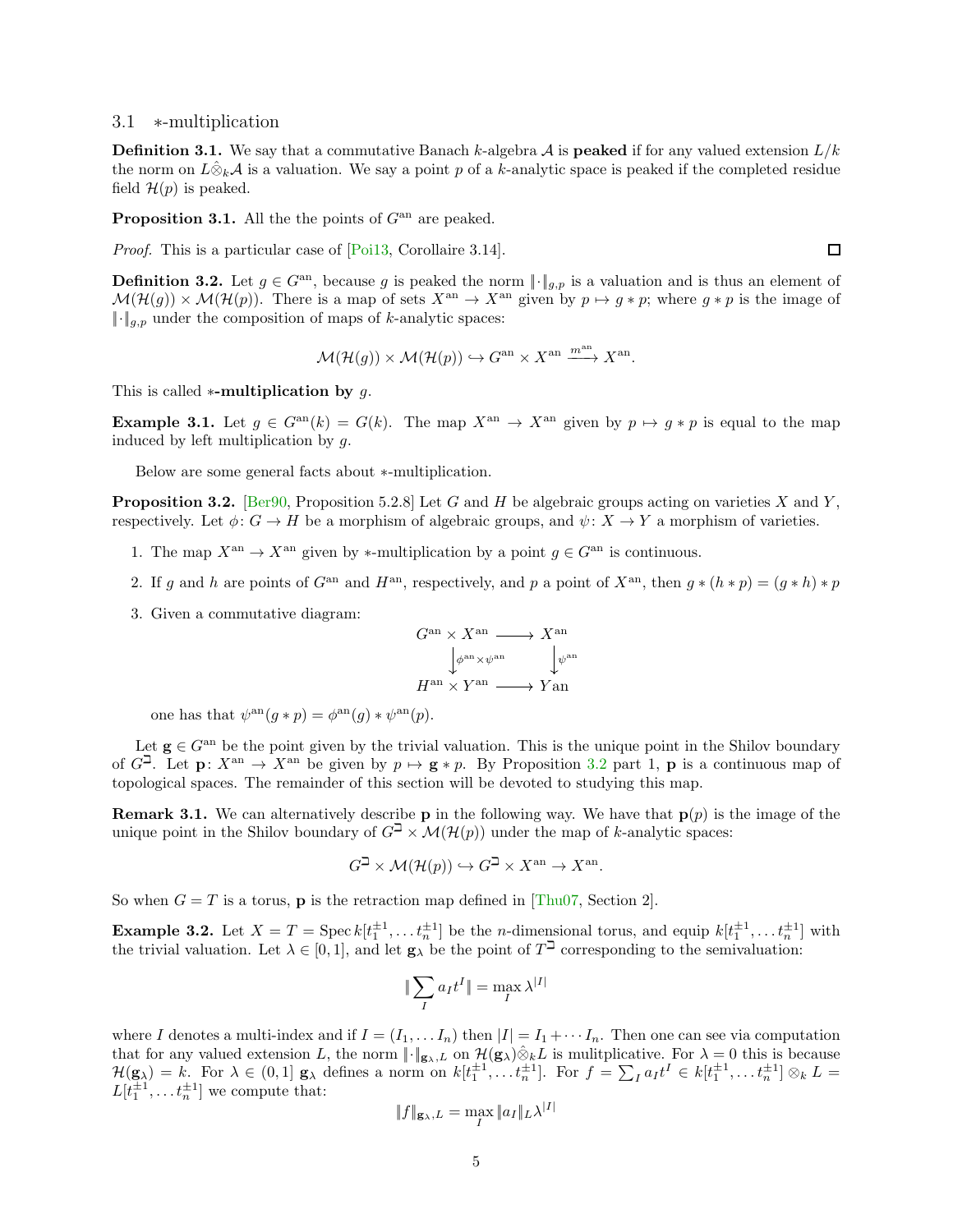## 3.1 $*$-multiplication

**Definition 3.1.** We say that a commutative Banach $k$-algebra $\mathcal{A}$ is **peaked** if for any valued extension $L/k$ the norm on $L\hat{\otimes}_k\mathcal{A}$ is a valuation. We say a point $p$ of a $k$-analytic space is peaked if the completed residue field $\mathcal{H}(p)$ is peaked.

**Proposition 3.1.** All the the points of $G^{\mathrm{an}}$ are peaked.

*Proof.* This is a particular case of [Poi13, Corollaire 3.14]. ☐

**Definition 3.2.** Let $g \in G^{\mathrm{an}}$, because $g$ is peaked the norm $\|\cdot\|_{g,p}$ is a valuation and is thus an element of $\mathcal{M}(\mathcal{H}(g)) \times \mathcal{M}(\mathcal{H}(p))$. There is a map of sets $X^{\mathrm{an}} \to X^{\mathrm{an}}$ given by $p \mapsto g * p$; where $g * p$ is the image of $\|\cdot\|_{g,p}$ under the composition of maps of $k$-analytic spaces:

$$\mathcal{M}(\mathcal{H}(g)) \times \mathcal{M}(\mathcal{H}(p)) \hookrightarrow G^{\mathrm{an}} \times X^{\mathrm{an}} \xrightarrow{m^{\mathrm{an}}} X^{\mathrm{an}}.$$

This is called **$*$-multiplication by** $g$.

**Example 3.1.** Let $g \in G^{\mathrm{an}}(k) = G(k)$. The map $X^{\mathrm{an}} \to X^{\mathrm{an}}$ given by $p \mapsto g * p$ is equal to the map induced by left multiplication by $g$.

Below are some general facts about $*$-multiplication.

**Proposition 3.2.** [Ber90, Proposition 5.2.8] Let $G$ and $H$ be algebraic groups acting on varieties $X$ and $Y$, respectively. Let $\phi\colon G \to H$ be a morphism of algebraic groups, and $\psi\colon X \to Y$ a morphism of varieties.

1. The map $X^{\mathrm{an}} \to X^{\mathrm{an}}$ given by $*$-multiplication by a point $g \in G^{\mathrm{an}}$ is continuous.
2. If $g$ and $h$ are points of $G^{\mathrm{an}}$ and $H^{\mathrm{an}}$, respectively, and $p$ a point of $X^{\mathrm{an}}$, then $g * (h * p) = (g * h) * p$
3. Given a commutative diagram:

$$\begin{array}{ccc} G^{\mathrm{an}} \times X^{\mathrm{an}} & \longrightarrow & X^{\mathrm{an}} \\ \downarrow{\scriptstyle \phi^{\mathrm{an}} \times \psi^{\mathrm{an}}} & & \downarrow{\scriptstyle \psi^{\mathrm{an}}} \\ H^{\mathrm{an}} \times Y^{\mathrm{an}} & \longrightarrow & Y\mathrm{an} \end{array}$$

   one has that $\psi^{\mathrm{an}}(g * p) = \phi^{\mathrm{an}}(g) * \psi^{\mathrm{an}}(p)$.

Let $\mathbf{g} \in G^{\mathrm{an}}$ be the point given by the trivial valuation. This is the unique point in the Shilov boundary of $G^{\beth}$. Let $\mathbf{p}\colon X^{\mathrm{an}} \to X^{\mathrm{an}}$ be given by $p \mapsto \mathbf{g} * p$. By Proposition 3.2 part 1, $\mathbf{p}$ is a continuous map of topological spaces. The remainder of this section will be devoted to studying this map.

**Remark 3.1.** We can alternatively describe $\mathbf{p}$ in the following way. We have that $\mathbf{p}(p)$ is the image of the unique point in the Shilov boundary of $G^{\beth} \times \mathcal{M}(\mathcal{H}(p))$ under the map of $k$-analytic spaces:

$$G^{\beth} \times \mathcal{M}(\mathcal{H}(p)) \hookrightarrow G^{\beth} \times X^{\mathrm{an}} \to X^{\mathrm{an}}.$$

So when $G = T$ is a torus, $\mathbf{p}$ is the retraction map defined in [Thu07, Section 2].

**Example 3.2.** Let $X = T = \operatorname{Spec} k[t_1^{\pm 1}, \dots t_n^{\pm 1}]$ be the $n$-dimensional torus, and equip $k[t_1^{\pm 1}, \dots t_n^{\pm 1}]$ with the trivial valuation. Let $\lambda \in [0,1]$, and let $\mathbf{g}_\lambda$ be the point of $T^{\beth}$ corresponding to the semivaluation:

$$\|\sum_I a_I t^I\| = \max_I \lambda^{|I|}$$

where $I$ denotes a multi-index and if $I = (I_1, \dots I_n)$ then $|I| = I_1 + \cdots I_n$. Then one can see via computation that for any valued extension $L$, the norm $\|\cdot\|_{\mathbf{g}_\lambda, L}$ on $\mathcal{H}(\mathbf{g}_\lambda)\hat{\otimes}_k L$ is mulitplicative. For $\lambda = 0$ this is because $\mathcal{H}(\mathbf{g}_\lambda) = k$. For $\lambda \in (0,1]$ $\mathbf{g}_\lambda$ defines a norm on $k[t_1^{\pm 1}, \dots t_n^{\pm 1}]$. For $f = \sum_I a_I t^I \in k[t_1^{\pm 1}, \dots t_n^{\pm 1}] \otimes_k L = L[t_1^{\pm 1}, \dots t_n^{\pm 1}]$ we compute that:

$$\|f\|_{\mathbf{g}_\lambda, L} = \max_I \|a_I\|_L \lambda^{|I|}$$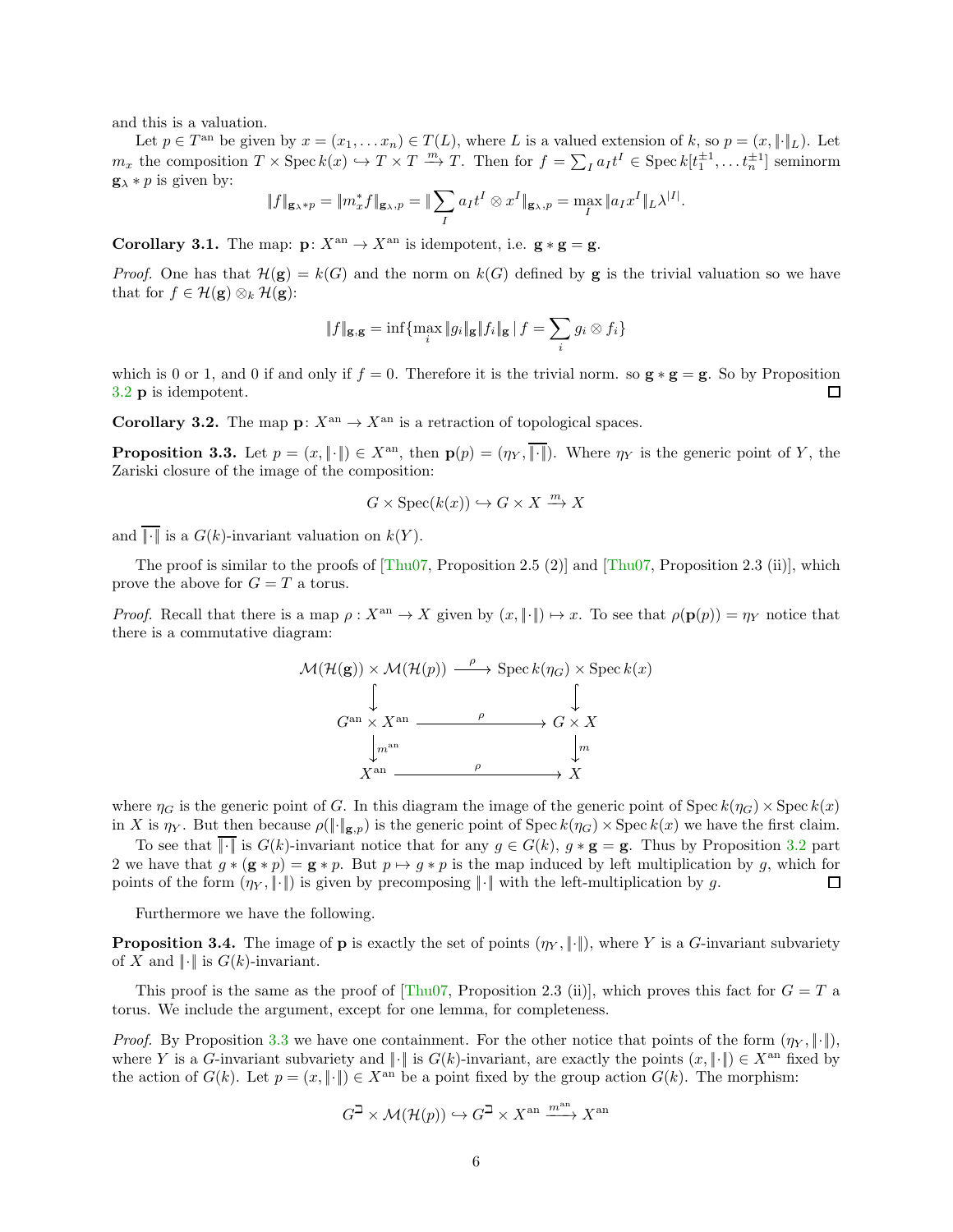and this is a valuation.

Let $p \in T^{\mathrm{an}}$ be given by $x = (x_1, \dots x_n) \in T(L)$, where $L$ is a valued extension of $k$, so $p = (x, \|\cdot\|_L)$. Let $m_x$ the composition $T \times \operatorname{Spec} k(x) \hookrightarrow T \times T \xrightarrow{m} T$. Then for $f = \sum_I a_I t^I \in \operatorname{Spec} k[t_1^{\pm 1}, \dots t_n^{\pm 1}]$ seminorm $\mathbf{g}_\lambda * p$ is given by:

$$\|f\|_{\mathbf{g}_\lambda * p} = \|m_x^* f\|_{\mathbf{g}_\lambda, p} = \|\sum_I a_I t^I \otimes x^I\|_{\mathbf{g}_\lambda, p} = \max_I \|a_I x^I\|_L \lambda^{|I|}.$$

**Corollary 3.1.** The map: $\mathbf{p}\colon X^{\mathrm{an}} \to X^{\mathrm{an}}$ is idempotent, i.e. $\mathbf{g} * \mathbf{g} = \mathbf{g}$.

*Proof.* One has that $\mathcal{H}(\mathbf{g}) = k(G)$ and the norm on $k(G)$ defined by $\mathbf{g}$ is the trivial valuation so we have that for $f \in \mathcal{H}(\mathbf{g}) \otimes_k \mathcal{H}(\mathbf{g})$:

$$\|f\|_{\mathbf{g}, \mathbf{g}} = \inf\{\max_i \|g_i\|_{\mathbf{g}} \|f_i\|_{\mathbf{g}} \mid f = \sum_i g_i \otimes f_i\}$$

which is 0 or 1, and 0 if and only if $f = 0$. Therefore it is the trivial norm. so $\mathbf{g} * \mathbf{g} = \mathbf{g}$. So by Proposition 3.2 $\mathbf{p}$ is idempotent. ◻

**Corollary 3.2.** The map $\mathbf{p}\colon X^{\mathrm{an}} \to X^{\mathrm{an}}$ is a retraction of topological spaces.

**Proposition 3.3.** Let $p = (x, \|\cdot\|) \in X^{\mathrm{an}}$, then $\mathbf{p}(p) = (\eta_Y, \overline{\|\cdot\|})$. Where $\eta_Y$ is the generic point of $Y$, the Zariski closure of the image of the composition:

$$G \times \operatorname{Spec}(k(x)) \hookrightarrow G \times X \xrightarrow{m} X$$

and $\overline{\|\cdot\|}$ is a $G(k)$-invariant valuation on $k(Y)$.

The proof is similar to the proofs of [Thu07, Proposition 2.5 (2)] and [Thu07, Proposition 2.3 (ii)], which prove the above for $G = T$ a torus.

*Proof.* Recall that there is a map $\rho : X^{\mathrm{an}} \to X$ given by $(x, \|\cdot\|) \mapsto x$. To see that $\rho(\mathbf{p}(p)) = \eta_Y$ notice that there is a commutative diagram:

$$\begin{array}{ccc}
\mathcal{M}(\mathcal{H}(\mathbf{g})) \times \mathcal{M}(\mathcal{H}(p)) & \xrightarrow{\rho} & \operatorname{Spec} k(\eta_G) \times \operatorname{Spec} k(x) \\
\big\downarrow & & \big\downarrow \\
G^{\mathrm{an}} \times X^{\mathrm{an}} & \xrightarrow{\rho} & G \times X \\
\big\downarrow m^{\mathrm{an}} & & \big\downarrow m \\
X^{\mathrm{an}} & \xrightarrow{\rho} & X
\end{array}$$

where $\eta_G$ is the generic point of $G$. In this diagram the image of the generic point of $\operatorname{Spec} k(\eta_G) \times \operatorname{Spec} k(x)$ in $X$ is $\eta_Y$. But then because $\rho(\|\cdot\|_{\mathbf{g}, p})$ is the generic point of $\operatorname{Spec} k(\eta_G) \times \operatorname{Spec} k(x)$ we have the first claim.

To see that $\overline{\|\cdot\|}$ is $G(k)$-invariant notice that for any $g \in G(k)$, $g * \mathbf{g} = \mathbf{g}$. Thus by Proposition 3.2 part 2 we have that $g * (\mathbf{g} * p) = \mathbf{g} * p$. But $p \mapsto g * p$ is the map induced by left multiplication by $g$, which for points of the form $(\eta_Y, \|\cdot\|)$ is given by precomposing $\|\cdot\|$ with the left-multiplication by $g$. ◻

Furthermore we have the following.

**Proposition 3.4.** The image of $\mathbf{p}$ is exactly the set of points $(\eta_Y, \|\cdot\|)$, where $Y$ is a $G$-invariant subvariety of $X$ and $\|\cdot\|$ is $G(k)$-invariant.

This proof is the same as the proof of [Thu07, Proposition 2.3 (ii)], which proves this fact for $G = T$ a torus. We include the argument, except for one lemma, for completeness.

*Proof.* By Proposition 3.3 we have one containment. For the other notice that points of the form $(\eta_Y, \|\cdot\|)$, where $Y$ is a $G$-invariant subvariety and $\|\cdot\|$ is $G(k)$-invariant, are exactly the points $(x, \|\cdot\|) \in X^{\mathrm{an}}$ fixed by the action of $G(k)$. Let $p = (x, \|\cdot\|) \in X^{\mathrm{an}}$ be a point fixed by the group action $G(k)$. The morphism:

$$G^{\beth} \times \mathcal{M}(\mathcal{H}(p)) \hookrightarrow G^{\beth} \times X^{\mathrm{an}} \xrightarrow{m^{\mathrm{an}}} X^{\mathrm{an}}$$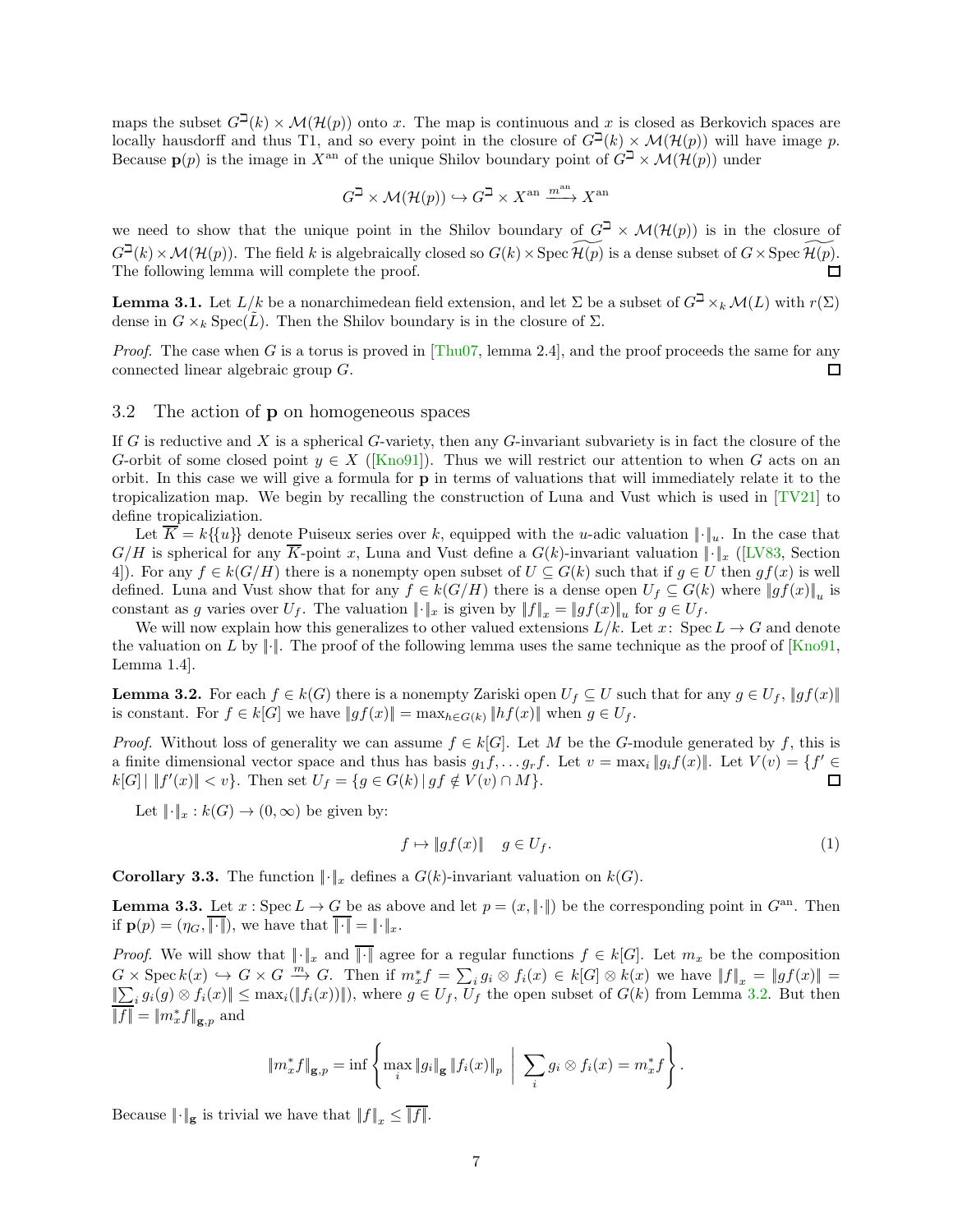maps the subset $G^{\beth}(k) \times \mathcal{M}(\mathcal{H}(p))$ onto $x$. The map is continuous and $x$ is closed as Berkovich spaces are locally hausdorff and thus T1, and so every point in the closure of $G^{\beth}(k) \times \mathcal{M}(\mathcal{H}(p))$ will have image $p$. Because $\mathbf{p}(p)$ is the image in $X^{\mathrm{an}}$ of the unique Shilov boundary point of $G^{\beth} \times \mathcal{M}(\mathcal{H}(p))$ under

$$G^{\beth} \times \mathcal{M}(\mathcal{H}(p)) \hookrightarrow G^{\beth} \times X^{\mathrm{an}} \xrightarrow{m^{\mathrm{an}}} X^{\mathrm{an}}$$

we need to show that the unique point in the Shilov boundary of $G^{\beth} \times \mathcal{M}(\mathcal{H}(p))$ is in the closure of $G^{\beth}(k) \times \mathcal{M}(\mathcal{H}(p))$. The field $k$ is algebraically closed so $G(k) \times \operatorname{Spec} \widetilde{\mathcal{H}(p)}$ is a dense subset of $G \times \operatorname{Spec} \widetilde{\mathcal{H}(p)}$. The following lemma will complete the proof. $\square$

**Lemma 3.1.** Let $L/k$ be a nonarchimedean field extension, and let $\Sigma$ be a subset of $G^{\beth} \times_k \mathcal{M}(L)$ with $r(\Sigma)$ dense in $G \times_k \operatorname{Spec}(\tilde{L})$. Then the Shilov boundary is in the closure of $\Sigma$.

*Proof.* The case when $G$ is a torus is proved in [Thu07, lemma 2.4], and the proof proceeds the same for any connected linear algebraic group $G$. $\square$

## 3.2 The action of p on homogeneous spaces

If $G$ is reductive and $X$ is a spherical $G$-variety, then any $G$-invariant subvariety is in fact the closure of the $G$-orbit of some closed point $y \in X$ ([Kno91]). Thus we will restrict our attention to when $G$ acts on an orbit. In this case we will give a formula for $\mathbf{p}$ in terms of valuations that will immediately relate it to the tropicalization map. We begin by recalling the construction of Luna and Vust which is used in [TV21] to define tropicaliziation.

Let $\overline{K} = k\{\{u\}\}$ denote Puiseux series over $k$, equipped with the $u$-adic valuation $\|\cdot\|_u$. In the case that $G/H$ is spherical for any $\overline{K}$-point $x$, Luna and Vust define a $G(k)$-invariant valuation $\|\cdot\|_x$ ([LV83, Section 4]). For any $f \in k(G/H)$ there is a nonempty open subset of $U \subseteq G(k)$ such that if $g \in U$ then $gf(x)$ is well defined. Luna and Vust show that for any $f \in k(G/H)$ there is a dense open $U_f \subseteq G(k)$ where $\|gf(x)\|_u$ is constant as $g$ varies over $U_f$. The valuation $\|\cdot\|_x$ is given by $\|f\|_x = \|gf(x)\|_u$ for $g \in U_f$.

We will now explain how this generalizes to other valued extensions $L/k$. Let $x \colon \operatorname{Spec} L \to G$ and denote the valuation on $L$ by $\|\cdot\|$. The proof of the following lemma uses the same technique as the proof of [Kno91, Lemma 1.4].

**Lemma 3.2.** For each $f \in k(G)$ there is a nonempty Zariski open $U_f \subseteq U$ such that for any $g \in U_f$, $\|gf(x)\|$ is constant. For $f \in k[G]$ we have $\|gf(x)\| = \max_{h \in G(k)} \|hf(x)\|$ when $g \in U_f$.

*Proof.* Without loss of generality we can assume $f \in k[G]$. Let $M$ be the $G$-module generated by $f$, this is a finite dimensional vector space and thus has basis $g_1 f, \dots g_r f$. Let $v = \max_i \|g_i f(x)\|$. Let $V(v) = \{f' \in k[G] \mid \|f'(x)\| < v\}$. Then set $U_f = \{g \in G(k) \mid gf \notin V(v) \cap M\}$. $\square$

Let $\|\cdot\|_x : k(G) \to (0, \infty)$ be given by:

$$f \mapsto \|gf(x)\| \quad g \in U_f. \tag{1}$$

**Corollary 3.3.** The function $\|\cdot\|_x$ defines a $G(k)$-invariant valuation on $k(G)$.

**Lemma 3.3.** Let $x : \operatorname{Spec} L \to G$ be as above and let $p = (x, \|\cdot\|)$ be the corresponding point in $G^{\mathrm{an}}$. Then if $\mathbf{p}(p) = (\eta_G, \overline{\|\cdot\|})$, we have that $\overline{\|\cdot\|} = \|\cdot\|_x$.

*Proof.* We will show that $\|\cdot\|_x$ and $\overline{\|\cdot\|}$ agree for a regular functions $f \in k[G]$. Let $m_x$ be the composition $G \times \operatorname{Spec} k(x) \hookrightarrow G \times G \xrightarrow{m} G$. Then if $m_x^* f = \sum_i g_i \otimes f_i(x) \in k[G] \otimes k(x)$ we have $\|f\|_x = \|gf(x)\| = \|\sum_i g_i(g) \otimes f_i(x)\| \leq \max_i(\|f_i(x)\|)$, where $g \in U_f$, $U_f$ the open subset of $G(k)$ from Lemma 3.2. But then $\overline{\|f\|} = \|m_x^* f\|_{\mathbf{g},p}$ and

$$\|m_x^* f\|_{\mathbf{g},p} = \inf \left\{ \max_i \|g_i\|_{\mathbf{g}} \|f_i(x)\|_p \;\middle|\; \sum_i g_i \otimes f_i(x) = m_x^* f \right\}.$$

Because $\|\cdot\|_{\mathbf{g}}$ is trivial we have that $\|f\|_x \leq \overline{\|f\|}$.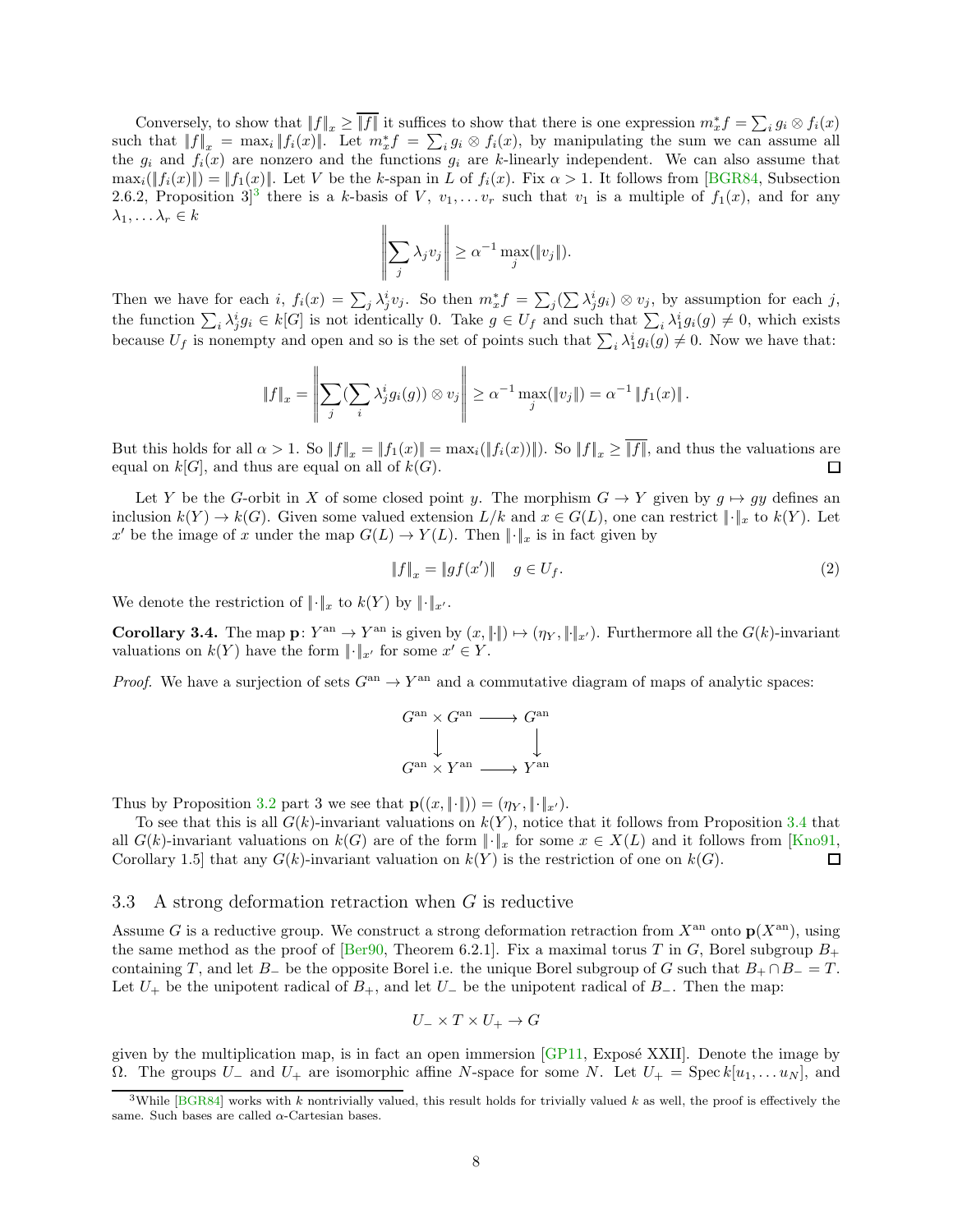Conversely, to show that $\|f\|_x \geq \overline{\|f\|}$ it suffices to show that there is one expression $m_x^* f = \sum_i g_i \otimes f_i(x)$ such that $\|f\|_x = \max_i \|f_i(x)\|$. Let $m_x^* f = \sum_i g_i \otimes f_i(x)$, by manipulating the sum we can assume all the $g_i$ and $f_i(x)$ are nonzero and the functions $g_i$ are $k$-linearly independent. We can also assume that $\max_i(\|f_i(x)\|) = \|f_1(x)\|$. Let $V$ be the $k$-span in $L$ of $f_i(x)$. Fix $\alpha > 1$. It follows from [BGR84, Subsection 2.6.2, Proposition 3][3] there is a $k$-basis of $V$, $v_1, \ldots v_r$ such that $v_1$ is a multiple of $f_1(x)$, and for any $\lambda_1, \ldots \lambda_r \in k$

$$\left\| \sum_j \lambda_j v_j \right\| \geq \alpha^{-1} \max_j(\|v_j\|).$$

Then we have for each $i$, $f_i(x) = \sum_j \lambda_j^i v_j$. So then $m_x^* f = \sum_j (\sum \lambda_j^i g_i) \otimes v_j$, by assumption for each $j$, the function $\sum_i \lambda_j^i g_i \in k[G]$ is not identically 0. Take $g \in U_f$ and such that $\sum_i \lambda_1^i g_i(g) \neq 0$, which exists because $U_f$ is nonempty and open and so is the set of points such that $\sum_i \lambda_1^i g_i(g) \neq 0$. Now we have that:

$$\|f\|_x = \left\| \sum_j (\sum_i \lambda_j^i g_i(g)) \otimes v_j \right\| \geq \alpha^{-1} \max_j(\|v_j\|) = \alpha^{-1} \|f_1(x)\|.$$

But this holds for all $\alpha > 1$. So $\|f\|_x = \|f_1(x)\| = \max_i(\|f_i(x)\|)$. So $\|f\|_x \geq \overline{\|f\|}$, and thus the valuations are equal on $k[G]$, and thus are equal on all of $k(G)$. □

Let $Y$ be the $G$-orbit in $X$ of some closed point $y$. The morphism $G \to Y$ given by $g \mapsto gy$ defines an inclusion $k(Y) \to k(G)$. Given some valued extension $L/k$ and $x \in G(L)$, one can restrict $\|\cdot\|_x$ to $k(Y)$. Let $x'$ be the image of $x$ under the map $G(L) \to Y(L)$. Then $\|\cdot\|_x$ is in fact given by

$$\|f\|_x = \|gf(x')\| \quad g \in U_f. \tag{2}$$

We denote the restriction of $\|\cdot\|_x$ to $k(Y)$ by $\|\cdot\|_{x'}$.

**Corollary 3.4.** *The map $\mathbf{p}\colon Y^{\mathrm{an}} \to Y^{\mathrm{an}}$ is given by $(x, \|\cdot\|) \mapsto (\eta_Y, \|\cdot\|_{x'})$. Furthermore all the $G(k)$-invariant valuations on $k(Y)$ have the form $\|\cdot\|_{x'}$ for some $x' \in Y$.*

*Proof.* We have a surjection of sets $G^{\mathrm{an}} \to Y^{\mathrm{an}}$ and a commutative diagram of maps of analytic spaces:

$$\begin{array}{ccc} G^{\mathrm{an}} \times G^{\mathrm{an}} & \longrightarrow & G^{\mathrm{an}} \\ \downarrow & & \downarrow \\ G^{\mathrm{an}} \times Y^{\mathrm{an}} & \longrightarrow & Y^{\mathrm{an}} \end{array}$$

Thus by Proposition 3.2 part 3 we see that $\mathbf{p}((x, \|\cdot\|)) = (\eta_Y, \|\cdot\|_{x'})$.

To see that this is all $G(k)$-invariant valuations on $k(Y)$, notice that it follows from Proposition 3.4 that all $G(k)$-invariant valuations on $k(G)$ are of the form $\|\cdot\|_x$ for some $x \in X(L)$ and it follows from [Kno91, Corollary 1.5] that any $G(k)$-invariant valuation on $k(Y)$ is the restriction of one on $k(G)$. □

## 3.3 A strong deformation retraction when $G$ is reductive

Assume $G$ is a reductive group. We construct a strong deformation retraction from $X^{\mathrm{an}}$ onto $\mathbf{p}(X^{\mathrm{an}})$, using the same method as the proof of [Ber90, Theorem 6.2.1]. Fix a maximal torus $T$ in $G$, Borel subgroup $B_+$ containing $T$, and let $B_-$ be the opposite Borel i.e. the unique Borel subgroup of $G$ such that $B_+ \cap B_- = T$. Let $U_+$ be the unipotent radical of $B_+$, and let $U_-$ be the unipotent radical of $B_-$. Then the map:

$$U_- \times T \times U_+ \to G$$

given by the multiplication map, is in fact an open immersion [GP11, Exposé XXII]. Denote the image by $\Omega$. The groups $U_-$ and $U_+$ are isomorphic affine $N$-space for some $N$. Let $U_+ = \operatorname{Spec} k[u_1, \ldots u_N]$, and

[3] While [BGR84] works with $k$ nontrivially valued, this result holds for trivially valued $k$ as well, the proof is effectively the same. Such bases are called $\alpha$-Cartesian bases.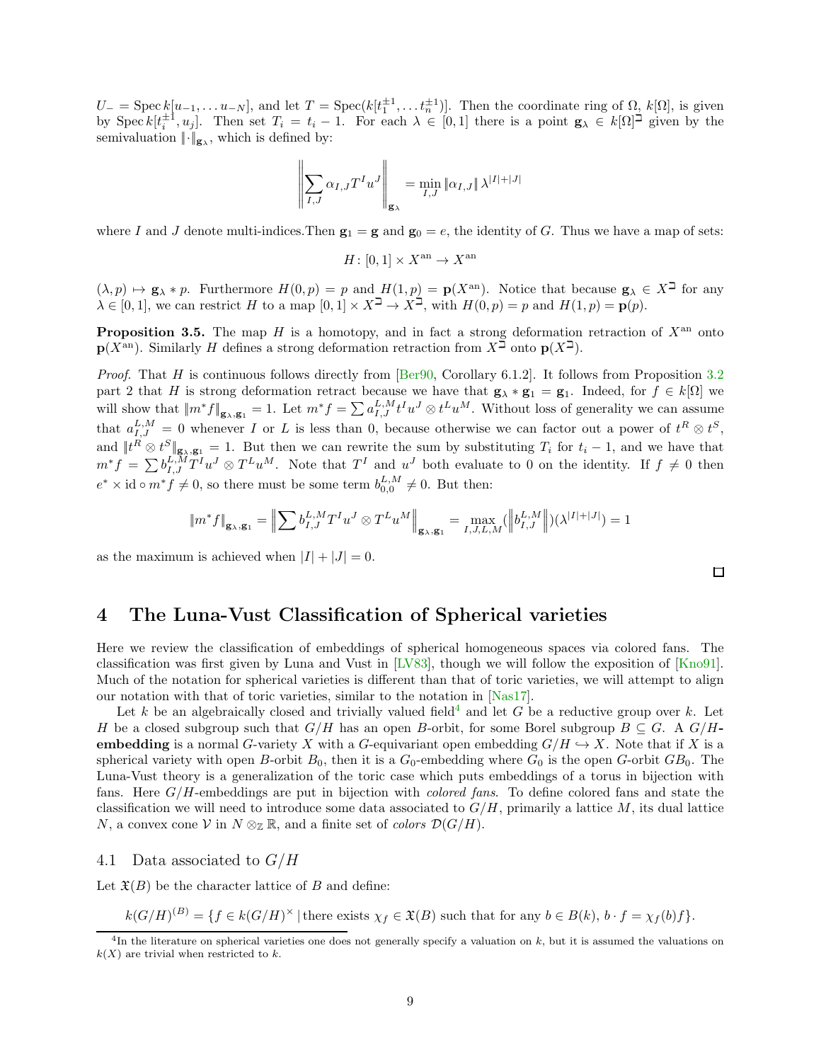$U_- = \operatorname{Spec} k[u_{-1}, \dots u_{-N}]$, and let $T = \operatorname{Spec}(k[t_1^{\pm 1}, \dots t_n^{\pm 1}])$. Then the coordinate ring of $\Omega$, $k[\Omega]$, is given by $\operatorname{Spec} k[t_i^{\pm 1}, u_j]$. Then set $T_i = t_i - 1$. For each $\lambda \in [0,1]$ there is a point $\mathbf{g}_\lambda \in k[\Omega]^\beth$ given by the semivaluation $\|\cdot\|_{\mathbf{g}_\lambda}$, which is defined by:

$$\left\| \sum_{I,J} \alpha_{I,J} T^I u^J \right\|_{\mathbf{g}_\lambda} = \min_{I,J} \|\alpha_{I,J}\| \lambda^{|I|+|J|}$$

where $I$ and $J$ denote multi-indices.Then $\mathbf{g}_1 = \mathbf{g}$ and $\mathbf{g}_0 = e$, the identity of $G$. Thus we have a map of sets:

$$H \colon [0,1] \times X^{\mathrm{an}} \to X^{\mathrm{an}}$$

$(\lambda, p) \mapsto \mathbf{g}_\lambda * p$. Furthermore $H(0,p) = p$ and $H(1,p) = \mathbf{p}(X^{\mathrm{an}})$. Notice that because $\mathbf{g}_\lambda \in X^\beth$ for any $\lambda \in [0,1]$, we can restrict $H$ to a map $[0,1] \times X^\beth \to X^\beth$, with $H(0,p) = p$ and $H(1,p) = \mathbf{p}(p)$.

**Proposition 3.5.** The map $H$ is a homotopy, and in fact a strong deformation retraction of $X^{\mathrm{an}}$ onto $\mathbf{p}(X^{\mathrm{an}})$. Similarly $H$ defines a strong deformation retraction from $X^\beth$ onto $\mathbf{p}(X^\beth)$.

*Proof.* That $H$ is continuous follows directly from [Ber90, Corollary 6.1.2]. It follows from Proposition 3.2 part 2 that $H$ is strong deformation retract because we have that $\mathbf{g}_\lambda * \mathbf{g}_1 = \mathbf{g}_1$. Indeed, for $f \in k[\Omega]$ we will show that $\|m^* f\|_{\mathbf{g}_\lambda, \mathbf{g}_1} = 1$. Let $m^* f = \sum a_{I,J}^{L,M} t^I u^J \otimes t^L u^M$. Without loss of generality we can assume that $a_{I,J}^{L,M} = 0$ whenever $I$ or $L$ is less than 0, because otherwise we can factor out a power of $t^R \otimes t^S$, and $\|t^R \otimes t^S\|_{\mathbf{g}_\lambda, \mathbf{g}_1} = 1$. But then we can rewrite the sum by substituting $T_i$ for $t_i - 1$, and we have that $m^* f = \sum b_{I,J}^{L,M} T^I u^J \otimes T^L u^M$. Note that $T^I$ and $u^J$ both evaluate to 0 on the identity. If $f \neq 0$ then $e^* \times \mathrm{id} \circ m^* f \neq 0$, so there must be some term $b_{0,0}^{L,M} \neq 0$. But then:

$$\|m^* f\|_{\mathbf{g}_\lambda, \mathbf{g}_1} = \left\| \sum b_{I,J}^{L,M} T^I u^J \otimes T^L u^M \right\|_{\mathbf{g}_\lambda, \mathbf{g}_1} = \max_{I,J,L,M} (\left\| b_{I,J}^{L,M} \right\|)(\lambda^{|I|+|J|}) = 1$$

as the maximum is achieved when $|I| + |J| = 0$.

□

# 4 The Luna-Vust Classification of Spherical varieties

Here we review the classification of embeddings of spherical homogeneous spaces via colored fans. The classification was first given by Luna and Vust in [LV83], though we will follow the exposition of [Kno91]. Much of the notation for spherical varieties is different than that of toric varieties, we will attempt to align our notation with that of toric varieties, similar to the notation in [Nas17].

Let $k$ be an algebraically closed and trivially valued field[4] and let $G$ be a reductive group over $k$. Let $H$ be a closed subgroup such that $G/H$ has an open $B$-orbit, for some Borel subgroup $B \subseteq G$. A **$G/H$-embedding** is a normal $G$-variety $X$ with a $G$-equivariant open embedding $G/H \hookrightarrow X$. Note that if $X$ is a spherical variety with open $B$-orbit $B_0$, then it is a $G_0$-embedding where $G_0$ is the open $G$-orbit $GB_0$. The Luna-Vust theory is a generalization of the toric case which puts embeddings of a torus in bijection with fans. Here $G/H$-embeddings are put in bijection with *colored fans*. To define colored fans and state the classification we will need to introduce some data associated to $G/H$, primarily a lattice $M$, its dual lattice $N$, a convex cone $\mathcal{V}$ in $N \otimes_{\mathbb{Z}} \mathbb{R}$, and a finite set of *colors* $\mathcal{D}(G/H)$.

## 4.1 Data associated to $G/H$

Let $\mathfrak{X}(B)$ be the character lattice of $B$ and define:

$$k(G/H)^{(B)} = \{f \in k(G/H)^\times \mid \text{there exists } \chi_f \in \mathfrak{X}(B) \text{ such that for any } b \in B(k),\ b \cdot f = \chi_f(b) f\}.$$

[4] In the literature on spherical varieties one does not generally specify a valuation on $k$, but it is assumed the valuations on $k(X)$ are trivial when restricted to $k$.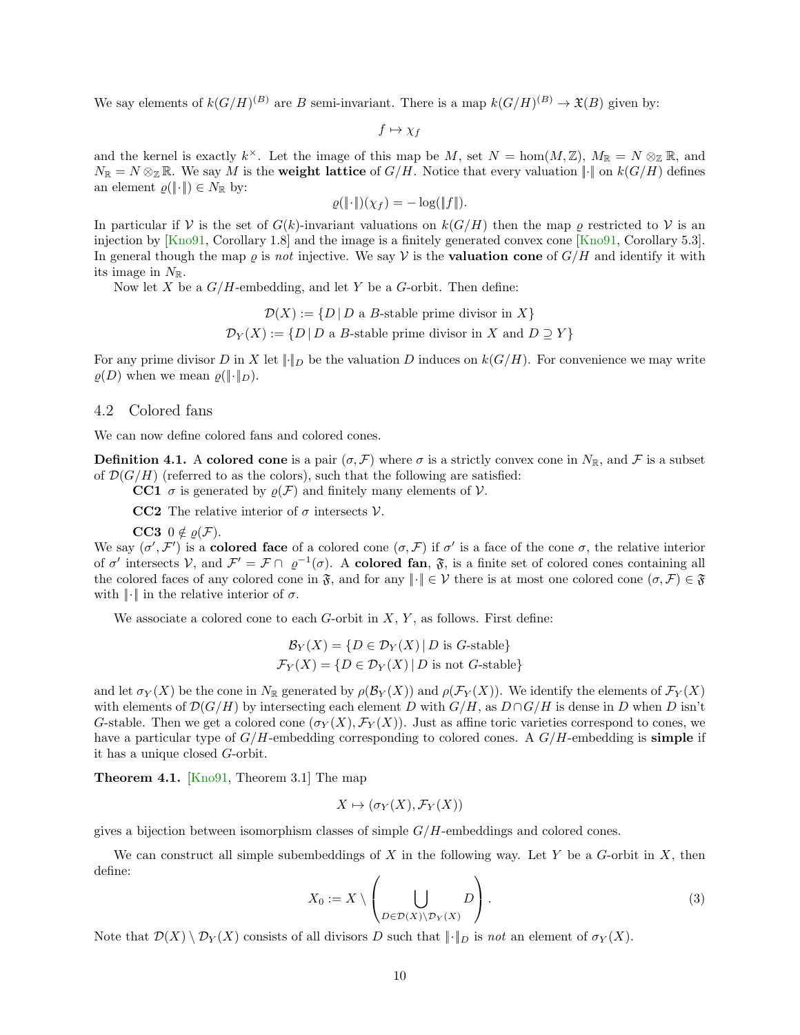We say elements of $k(G/H)^{(B)}$ are $B$ semi-invariant. There is a map $k(G/H)^{(B)} \to \mathfrak{X}(B)$ given by:

$$f \mapsto \chi_f$$

and the kernel is exactly $k^\times$. Let the image of this map be $M$, set $N = \hom(M, \mathbb{Z})$, $M_\mathbb{R} = N \otimes_\mathbb{Z} \mathbb{R}$, and $N_\mathbb{R} = N \otimes_\mathbb{Z} \mathbb{R}$. We say $M$ is the **weight lattice** of $G/H$. Notice that every valuation $\|\cdot\|$ on $k(G/H)$ defines an element $\varrho(\|\cdot\|) \in N_\mathbb{R}$ by:

$$\varrho(\|\cdot\|)(\chi_f) = -\log(\|f\|).$$

In particular if $\mathcal{V}$ is the set of $G(k)$-invariant valuations on $k(G/H)$ then the map $\varrho$ restricted to $\mathcal{V}$ is an injection by [Kno91, Corollary 1.8] and the image is a finitely generated convex cone [Kno91, Corollary 5.3]. In general though the map $\varrho$ is *not* injective. We say $\mathcal{V}$ is the **valuation cone** of $G/H$ and identify it with its image in $N_\mathbb{R}$.

Now let $X$ be a $G/H$-embedding, and let $Y$ be a $G$-orbit. Then define:

$$\mathcal{D}(X) := \{D \,|\, D \text{ a } B\text{-stable prime divisor in } X\}$$
$$\mathcal{D}_Y(X) := \{D \,|\, D \text{ a } B\text{-stable prime divisor in } X \text{ and } D \supseteq Y\}$$

For any prime divisor $D$ in $X$ let $\|\cdot\|_D$ be the valuation $D$ induces on $k(G/H)$. For convenience we may write $\varrho(D)$ when we mean $\varrho(\|\cdot\|_D)$.

## 4.2 Colored fans

We can now define colored fans and colored cones.

**Definition 4.1.** A **colored cone** is a pair $(\sigma, \mathcal{F})$ where $\sigma$ is a strictly convex cone in $N_\mathbb{R}$, and $\mathcal{F}$ is a subset of $\mathcal{D}(G/H)$ (referred to as the colors), such that the following are satisfied:

**CC1** $\sigma$ is generated by $\varrho(\mathcal{F})$ and finitely many elements of $\mathcal{V}$.

**CC2** The relative interior of $\sigma$ intersects $\mathcal{V}$.

**CC3** $0 \notin \varrho(\mathcal{F})$.

We say $(\sigma', \mathcal{F}')$ is a **colored face** of a colored cone $(\sigma, \mathcal{F})$ if $\sigma'$ is a face of the cone $\sigma$, the relative interior of $\sigma'$ intersects $\mathcal{V}$, and $\mathcal{F}' = \mathcal{F} \cap \varrho^{-1}(\sigma)$. A **colored fan**, $\mathfrak{F}$, is a finite set of colored cones containing all the colored faces of any colored cone in $\mathfrak{F}$, and for any $\|\cdot\| \in \mathcal{V}$ there is at most one colored cone $(\sigma, \mathcal{F}) \in \mathfrak{F}$ with $\|\cdot\|$ in the relative interior of $\sigma$.

We associate a colored cone to each $G$-orbit in $X$, $Y$, as follows. First define:

$$\mathcal{B}_Y(X) = \{D \in \mathcal{D}_Y(X) \,|\, D \text{ is } G\text{-stable}\}$$
$$\mathcal{F}_Y(X) = \{D \in \mathcal{D}_Y(X) \,|\, D \text{ is not } G\text{-stable}\}$$

and let $\sigma_Y(X)$ be the cone in $N_\mathbb{R}$ generated by $\rho(\mathcal{B}_Y(X))$ and $\rho(\mathcal{F}_Y(X))$. We identify the elements of $\mathcal{F}_Y(X)$ with elements of $\mathcal{D}(G/H)$ by intersecting each element $D$ with $G/H$, as $D \cap G/H$ is dense in $D$ when $D$ isn't $G$-stable. Then we get a colored cone $(\sigma_Y(X), \mathcal{F}_Y(X))$. Just as affine toric varieties correspond to cones, we have a particular type of $G/H$-embedding corresponding to colored cones. A $G/H$-embedding is **simple** if it has a unique closed $G$-orbit.

**Theorem 4.1.** [Kno91, Theorem 3.1] The map

$$X \mapsto (\sigma_Y(X), \mathcal{F}_Y(X))$$

gives a bijection between isomorphism classes of simple $G/H$-embeddings and colored cones.

We can construct all simple subembeddings of $X$ in the following way. Let $Y$ be a $G$-orbit in $X$, then define:

$$X_0 := X \setminus \left( \bigcup_{D \in \mathcal{D}(X) \setminus \mathcal{D}_Y(X)} D \right). \tag{3}$$

Note that $\mathcal{D}(X) \setminus \mathcal{D}_Y(X)$ consists of all divisors $D$ such that $\|\cdot\|_D$ is *not* an element of $\sigma_Y(X)$.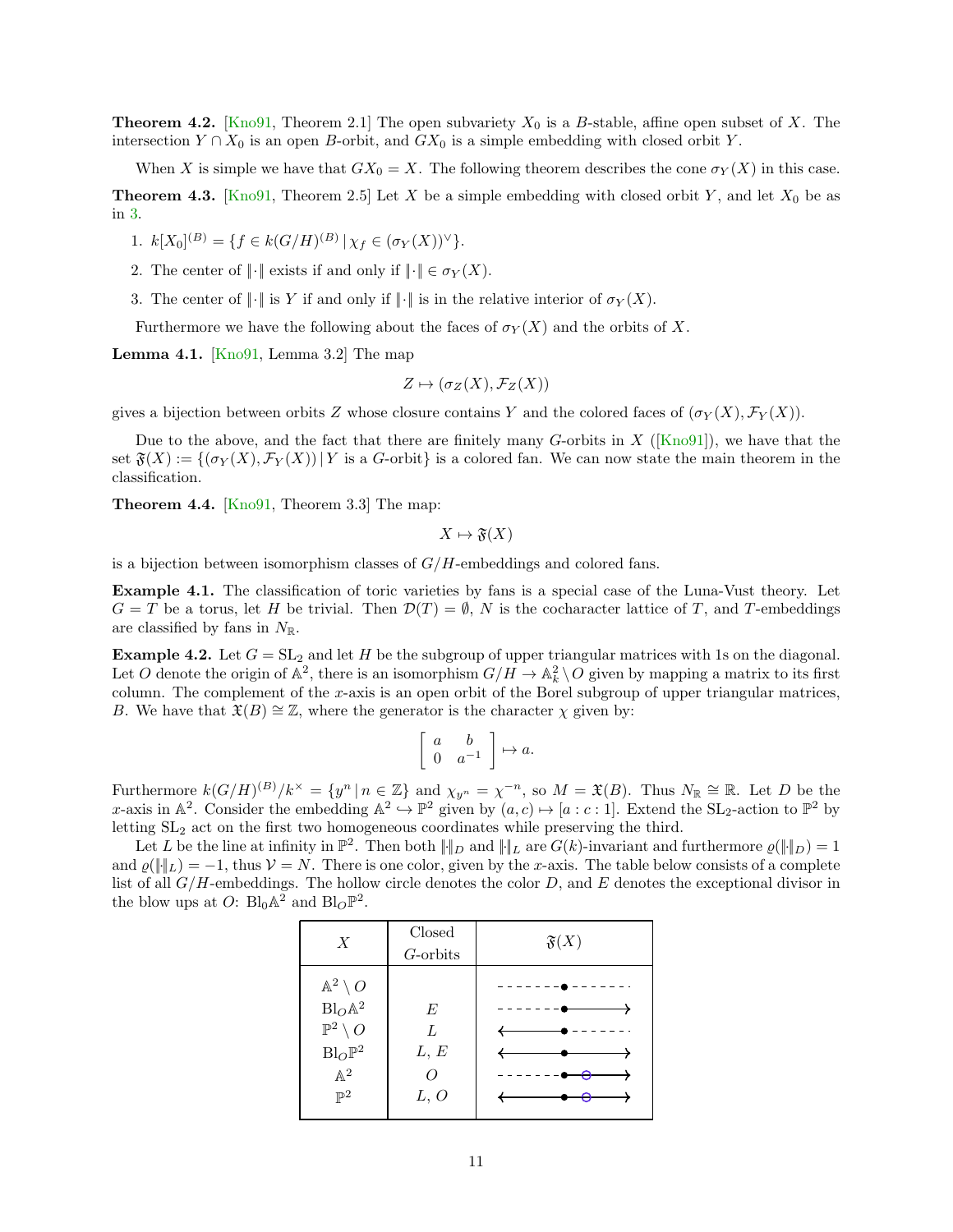**Theorem 4.2.** [Kno91, Theorem 2.1] The open subvariety $X_0$ is a $B$-stable, affine open subset of $X$. The intersection $Y \cap X_0$ is an open $B$-orbit, and $GX_0$ is a simple embedding with closed orbit $Y$.

When $X$ is simple we have that $GX_0 = X$. The following theorem describes the cone $\sigma_Y(X)$ in this case.

**Theorem 4.3.** [Kno91, Theorem 2.5] Let $X$ be a simple embedding with closed orbit $Y$, and let $X_0$ be as in 3.

1. $k[X_0]^{(B)} = \{f \in k(G/H)^{(B)} \,|\, \chi_f \in (\sigma_Y(X))^\vee\}$.
2. The center of $\|\cdot\|$ exists if and only if $\|\cdot\| \in \sigma_Y(X)$.
3. The center of $\|\cdot\|$ is $Y$ if and only if $\|\cdot\|$ is in the relative interior of $\sigma_Y(X)$.

Furthermore we have the following about the faces of $\sigma_Y(X)$ and the orbits of $X$.

**Lemma 4.1.** [Kno91, Lemma 3.2] The map

$$Z \mapsto (\sigma_Z(X), \mathcal{F}_Z(X))$$

gives a bijection between orbits $Z$ whose closure contains $Y$ and the colored faces of $(\sigma_Y(X), \mathcal{F}_Y(X))$.

Due to the above, and the fact that there are finitely many $G$-orbits in $X$ ([Kno91]), we have that the set $\mathfrak{F}(X) := \{(\sigma_Y(X), \mathcal{F}_Y(X)) \,|\, Y \text{ is a } G\text{-orbit}\}$ is a colored fan. We can now state the main theorem in the classification.

**Theorem 4.4.** [Kno91, Theorem 3.3] The map:

$$X \mapsto \mathfrak{F}(X)$$

is a bijection between isomorphism classes of $G/H$-embeddings and colored fans.

**Example 4.1.** The classification of toric varieties by fans is a special case of the Luna-Vust theory. Let $G = T$ be a torus, let $H$ be trivial. Then $\mathcal{D}(T) = \emptyset$, $N$ is the cocharacter lattice of $T$, and $T$-embeddings are classified by fans in $N_{\mathbb{R}}$.

**Example 4.2.** Let $G = \mathrm{SL}_2$ and let $H$ be the subgroup of upper triangular matrices with 1s on the diagonal. Let $O$ denote the origin of $\mathbb{A}^2$, there is an isomorphism $G/H \to \mathbb{A}^2_k \setminus O$ given by mapping a matrix to its first column. The complement of the $x$-axis is an open orbit of the Borel subgroup of upper triangular matrices, $B$. We have that $\mathfrak{X}(B) \cong \mathbb{Z}$, where the generator is the character $\chi$ given by:

$$\begin{bmatrix} a & b \\ 0 & a^{-1} \end{bmatrix} \mapsto a.$$

Furthermore $k(G/H)^{(B)}/k^\times = \{y^n \,|\, n \in \mathbb{Z}\}$ and $\chi_{y^n} = \chi^{-n}$, so $M = \mathfrak{X}(B)$. Thus $N_{\mathbb{R}} \cong \mathbb{R}$. Let $D$ be the $x$-axis in $\mathbb{A}^2$. Consider the embedding $\mathbb{A}^2 \hookrightarrow \mathbb{P}^2$ given by $(a, c) \mapsto [a : c : 1]$. Extend the $\mathrm{SL}_2$-action to $\mathbb{P}^2$ by letting $\mathrm{SL}_2$ act on the first two homogeneous coordinates while preserving the third.

Let $L$ be the line at infinity in $\mathbb{P}^2$. Then both $\|\cdot\|_D$ and $\|\cdot\|_L$ are $G(k)$-invariant and furthermore $\varrho(\|\cdot\|_D) = 1$ and $\varrho(\|\cdot\|_L) = -1$, thus $\mathcal{V} = N$. There is one color, given by the $x$-axis. The table below consists of a complete list of all $G/H$-embeddings. The hollow circle denotes the color $D$, and $E$ denotes the exceptional divisor in the blow ups at $O$: $\mathrm{Bl}_0\mathbb{A}^2$ and $\mathrm{Bl}_O\mathbb{P}^2$.

| $X$ | Closed $G$-orbits | $\mathfrak{F}(X)$ |
|---|---|---|
| $\mathbb{A}^2 \setminus O$ | | - - - - - - -●- - - - - - - |
| $\mathrm{Bl}_O\mathbb{A}^2$ | $E$ | - - - - - - -●——————→ |
| $\mathbb{P}^2 \setminus O$ | $L$ | ←——————●- - - - - - - |
| $\mathrm{Bl}_O\mathbb{P}^2$ | $L$, $E$ | ←——————●——————→ |
| $\mathbb{A}^2$ | $O$ | - - - - - - -●—○———→ |
| $\mathbb{P}^2$ | $L$, $O$ | ←——————●—○———→ |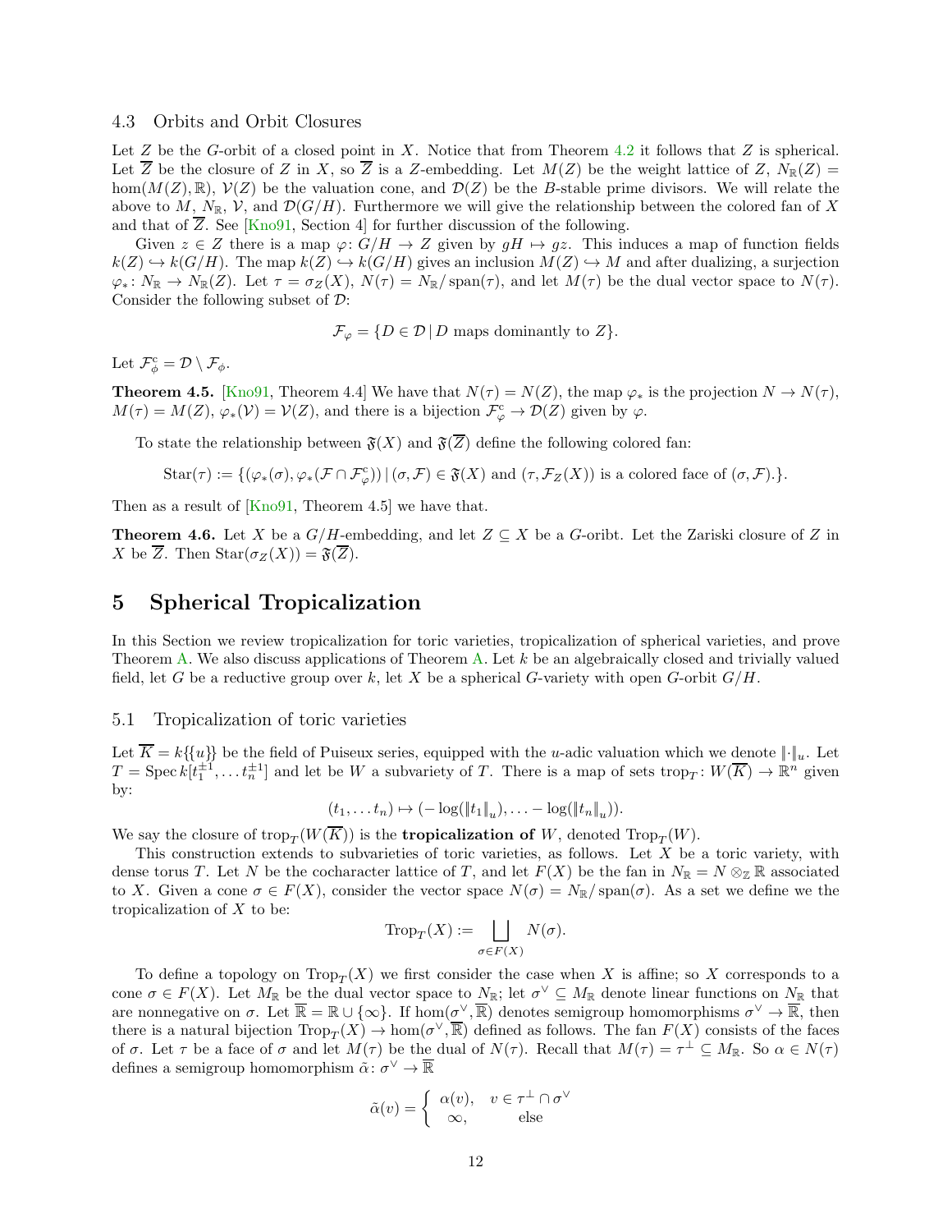### 4.3 Orbits and Orbit Closures

Let $Z$ be the $G$-orbit of a closed point in $X$. Notice that from Theorem 4.2 it follows that $Z$ is spherical. Let $\overline{Z}$ be the closure of $Z$ in $X$, so $\overline{Z}$ is a $Z$-embedding. Let $M(Z)$ be the weight lattice of $Z$, $N_{\mathbb{R}}(Z) = \hom(M(Z), \mathbb{R})$, $\mathcal{V}(Z)$ be the valuation cone, and $\mathcal{D}(Z)$ be the $B$-stable prime divisors. We will relate the above to $M$, $N_{\mathbb{R}}$, $\mathcal{V}$, and $\mathcal{D}(G/H)$. Furthermore we will give the relationship between the colored fan of $X$ and that of $\overline{Z}$. See [Kno91, Section 4] for further discussion of the following.

Given $z \in Z$ there is a map $\varphi \colon G/H \to Z$ given by $gH \mapsto gz$. This induces a map of function fields $k(Z) \hookrightarrow k(G/H)$. The map $k(Z) \hookrightarrow k(G/H)$ gives an inclusion $M(Z) \hookrightarrow M$ and after dualizing, a surjection $\varphi_* \colon N_{\mathbb{R}} \to N_{\mathbb{R}}(Z)$. Let $\tau = \sigma_Z(X)$, $N(\tau) = N_{\mathbb{R}}/\operatorname{span}(\tau)$, and let $M(\tau)$ be the dual vector space to $N(\tau)$. Consider the following subset of $\mathcal{D}$:

$$\mathcal{F}_{\varphi} = \{D \in \mathcal{D} \,|\, D \text{ maps dominantly to } Z\}.$$

Let $\mathcal{F}_{\phi}^{c} = \mathcal{D} \setminus \mathcal{F}_{\phi}$.

**Theorem 4.5.** [Kno91, Theorem 4.4] We have that $N(\tau) = N(Z)$, the map $\varphi_*$ is the projection $N \to N(\tau)$, $M(\tau) = M(Z)$, $\varphi_*(\mathcal{V}) = \mathcal{V}(Z)$, and there is a bijection $\mathcal{F}_{\varphi}^{c} \to \mathcal{D}(Z)$ given by $\varphi$.

To state the relationship between $\mathfrak{F}(X)$ and $\mathfrak{F}(\overline{Z})$ define the following colored fan:

$$\operatorname{Star}(\tau) := \{(\varphi_*(\sigma), \varphi_*(\mathcal{F} \cap \mathcal{F}_{\varphi}^{c})) \,|\, (\sigma, \mathcal{F}) \in \mathfrak{F}(X) \text{ and } (\tau, \mathcal{F}_Z(X)) \text{ is a colored face of } (\sigma, \mathcal{F}).\}.$$

Then as a result of [Kno91, Theorem 4.5] we have that.

**Theorem 4.6.** Let $X$ be a $G/H$-embedding, and let $Z \subseteq X$ be a $G$-oribt. Let the Zariski closure of $Z$ in $X$ be $\overline{Z}$. Then $\operatorname{Star}(\sigma_Z(X)) = \mathfrak{F}(\overline{Z})$.

## 5 Spherical Tropicalization

In this Section we review tropicalization for toric varieties, tropicalization of spherical varieties, and prove Theorem A. We also discuss applications of Theorem A. Let $k$ be an algebraically closed and trivially valued field, let $G$ be a reductive group over $k$, let $X$ be a spherical $G$-variety with open $G$-orbit $G/H$.

### 5.1 Tropicalization of toric varieties

Let $\overline{K} = k\{\{u\}\}$ be the field of Puiseux series, equipped with the $u$-adic valuation which we denote $\|\cdot\|_u$. Let $T = \operatorname{Spec} k[t_1^{\pm 1}, \dots t_n^{\pm 1}]$ and let be $W$ a subvariety of $T$. There is a map of sets $\operatorname{trop}_T \colon W(\overline{K}) \to \mathbb{R}^n$ given by:

$$(t_1, \dots t_n) \mapsto (-\log(\|t_1\|_u), \dots -\log(\|t_n\|_u)).$$

We say the closure of $\operatorname{trop}_T(W(\overline{K}))$ is the **tropicalization of** $W$, denoted $\operatorname{Trop}_T(W)$.

This construction extends to subvarieties of toric varieties, as follows. Let $X$ be a toric variety, with dense torus $T$. Let $N$ be the cocharacter lattice of $T$, and let $F(X)$ be the fan in $N_{\mathbb{R}} = N \otimes_{\mathbb{Z}} \mathbb{R}$ associated to $X$. Given a cone $\sigma \in F(X)$, consider the vector space $N(\sigma) = N_{\mathbb{R}}/\operatorname{span}(\sigma)$. As a set we define we the tropicalization of $X$ to be:

$$\operatorname{Trop}_T(X) := \bigsqcup_{\sigma \in F(X)} N(\sigma).$$

To define a topology on $\operatorname{Trop}_T(X)$ we first consider the case when $X$ is affine; so $X$ corresponds to a cone $\sigma \in F(X)$. Let $M_{\mathbb{R}}$ be the dual vector space to $N_{\mathbb{R}}$; let $\sigma^\vee \subseteq M_{\mathbb{R}}$ denote linear functions on $N_{\mathbb{R}}$ that are nonnegative on $\sigma$. Let $\overline{\mathbb{R}} = \mathbb{R} \cup \{\infty\}$. If $\hom(\sigma^\vee, \overline{\mathbb{R}})$ denotes semigroup homomorphisms $\sigma^\vee \to \overline{\mathbb{R}}$, then there is a natural bijection $\operatorname{Trop}_T(X) \to \hom(\sigma^\vee, \overline{\mathbb{R}})$ defined as follows. The fan $F(X)$ consists of the faces of $\sigma$. Let $\tau$ be a face of $\sigma$ and let $M(\tau)$ be the dual of $N(\tau)$. Recall that $M(\tau) = \tau^\perp \subseteq M_{\mathbb{R}}$. So $\alpha \in N(\tau)$ defines a semigroup homomorphism $\tilde{\alpha} \colon \sigma^\vee \to \overline{\mathbb{R}}$

$$\tilde{\alpha}(v) = \begin{cases} \alpha(v), & v \in \tau^\perp \cap \sigma^\vee \\ \infty, & \text{else} \end{cases}$$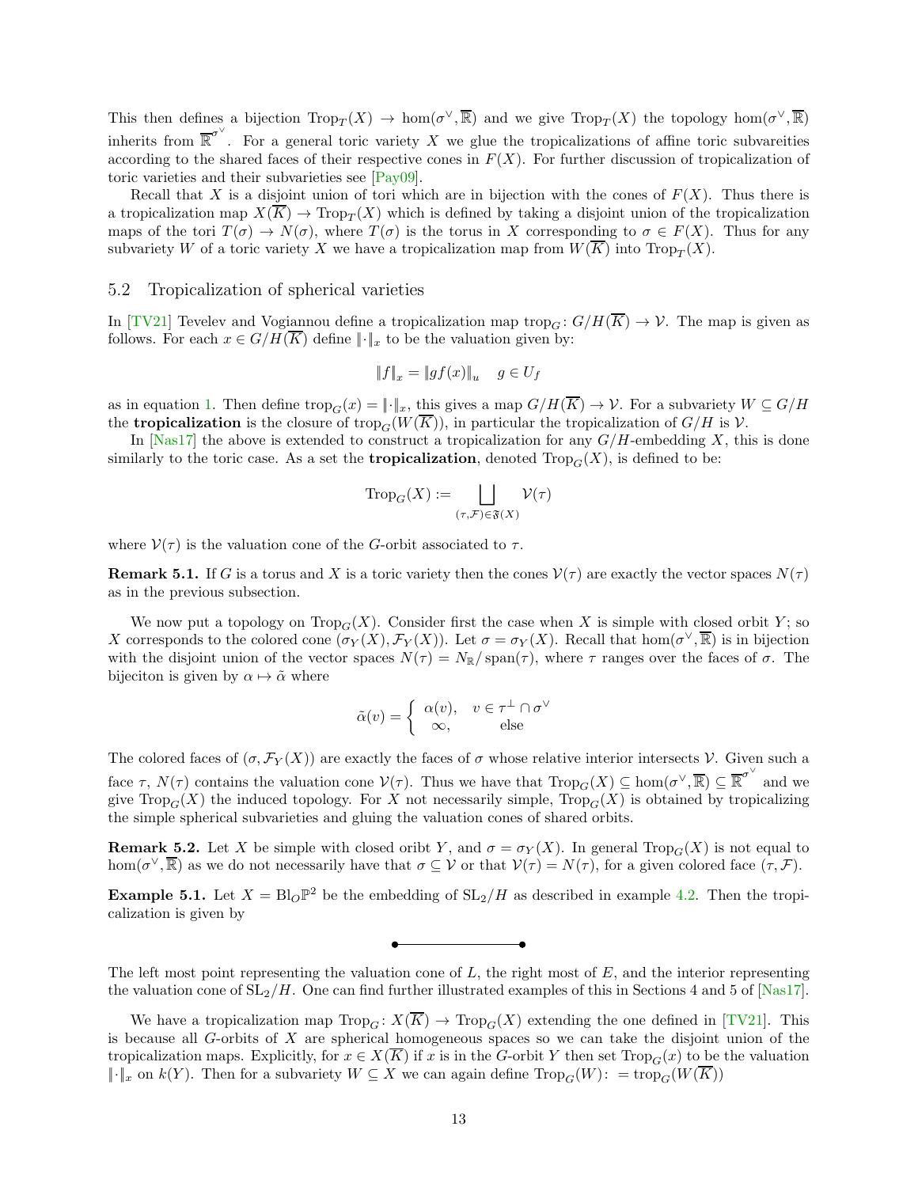This then defines a bijection $\mathrm{Trop}_T(X) \to \hom(\sigma^\vee, \overline{\mathbb{R}})$ and we give $\mathrm{Trop}_T(X)$ the topology $\hom(\sigma^\vee, \overline{\mathbb{R}})$ inherits from $\overline{\mathbb{R}}^{\sigma^\vee}$. For a general toric variety $X$ we glue the tropicalizations of affine toric subvareities according to the shared faces of their respective cones in $F(X)$. For further discussion of tropicalization of toric varieties and their subvarieties see [Pay09].

Recall that $X$ is a disjoint union of tori which are in bijection with the cones of $F(X)$. Thus there is a tropicalization map $X(\overline{K}) \to \mathrm{Trop}_T(X)$ which is defined by taking a disjoint union of the tropicalization maps of the tori $T(\sigma) \to N(\sigma)$, where $T(\sigma)$ is the torus in $X$ corresponding to $\sigma \in F(X)$. Thus for any subvariety $W$ of a toric variety $X$ we have a tropicalization map from $W(\overline{K})$ into $\mathrm{Trop}_T(X)$.

## 5.2 Tropicalization of spherical varieties

In [TV21] Tevelev and Vogiannou define a tropicalization map $\mathrm{trop}_G \colon G/H(\overline{K}) \to \mathcal{V}$. The map is given as follows. For each $x \in G/H(\overline{K})$ define $\|\cdot\|_x$ to be the valuation given by:

$$\|f\|_x = \|gf(x)\|_u \quad g \in U_f$$

as in equation 1. Then define $\mathrm{trop}_G(x) = \|\cdot\|_x$, this gives a map $G/H(\overline{K}) \to \mathcal{V}$. For a subvariety $W \subseteq G/H$ the **tropicalization** is the closure of $\mathrm{trop}_G(W(\overline{K}))$, in particular the tropicalization of $G/H$ is $\mathcal{V}$.

In [Nas17] the above is extended to construct a tropicalization for any $G/H$-embedding $X$, this is done similarly to the toric case. As a set the **tropicalization**, denoted $\mathrm{Trop}_G(X)$, is defined to be:

$$\mathrm{Trop}_G(X) := \bigsqcup_{(\tau, \mathcal{F}) \in \mathfrak{F}(X)} \mathcal{V}(\tau)$$

where $\mathcal{V}(\tau)$ is the valuation cone of the $G$-orbit associated to $\tau$.

**Remark 5.1.** If $G$ is a torus and $X$ is a toric variety then the cones $\mathcal{V}(\tau)$ are exactly the vector spaces $N(\tau)$ as in the previous subsection.

We now put a topology on $\mathrm{Trop}_G(X)$. Consider first the case when $X$ is simple with closed orbit $Y$; so $X$ corresponds to the colored cone $(\sigma_Y(X), \mathcal{F}_Y(X))$. Let $\sigma = \sigma_Y(X)$. Recall that $\hom(\sigma^\vee, \overline{\mathbb{R}})$ is in bijection with the disjoint union of the vector spaces $N(\tau) = N_{\mathbb{R}}/\operatorname{span}(\tau)$, where $\tau$ ranges over the faces of $\sigma$. The bijeciton is given by $\alpha \mapsto \tilde{\alpha}$ where

$$\tilde{\alpha}(v) = \begin{cases} \alpha(v), & v \in \tau^\perp \cap \sigma^\vee \\ \infty, & \text{else} \end{cases}$$

The colored faces of $(\sigma, \mathcal{F}_Y(X))$ are exactly the faces of $\sigma$ whose relative interior intersects $\mathcal{V}$. Given such a face $\tau$, $N(\tau)$ contains the valuation cone $\mathcal{V}(\tau)$. Thus we have that $\mathrm{Trop}_G(X) \subseteq \hom(\sigma^\vee, \overline{\mathbb{R}}) \subseteq \overline{\mathbb{R}}^{\sigma^\vee}$ and we give $\mathrm{Trop}_G(X)$ the induced topology. For $X$ not necessarily simple, $\mathrm{Trop}_G(X)$ is obtained by tropicalizing the simple spherical subvarieties and gluing the valuation cones of shared orbits.

**Remark 5.2.** Let $X$ be simple with closed oribt $Y$, and $\sigma = \sigma_Y(X)$. In general $\mathrm{Trop}_G(X)$ is not equal to $\hom(\sigma^\vee, \overline{\mathbb{R}})$ as we do not necessarily have that $\sigma \subseteq \mathcal{V}$ or that $\mathcal{V}(\tau) = N(\tau)$, for a given colored face $(\tau, \mathcal{F})$.

**Example 5.1.** Let $X = \mathrm{Bl}_O\mathbb{P}^2$ be the embedding of $\mathrm{SL}_2/H$ as described in example 4.2. Then the tropicalization is given by

The left most point representing the valuation cone of $L$, the right most of $E$, and the interior representing the valuation cone of $\mathrm{SL}_2/H$. One can find further illustrated examples of this in Sections 4 and 5 of [Nas17].

We have a tropicalization map $\mathrm{Trop}_G \colon X(\overline{K}) \to \mathrm{Trop}_G(X)$ extending the one defined in [TV21]. This is because all $G$-orbits of $X$ are spherical homogeneous spaces so we can take the disjoint union of the tropicalization maps. Explicitly, for $x \in X(\overline{K})$ if $x$ is in the $G$-orbit $Y$ then set $\mathrm{Trop}_G(x)$ to be the valuation $\|\cdot\|_x$ on $k(Y)$. Then for a subvariety $W \subseteq X$ we can again define $\mathrm{Trop}_G(W) \colon = \mathrm{trop}_G(W(\overline{K}))$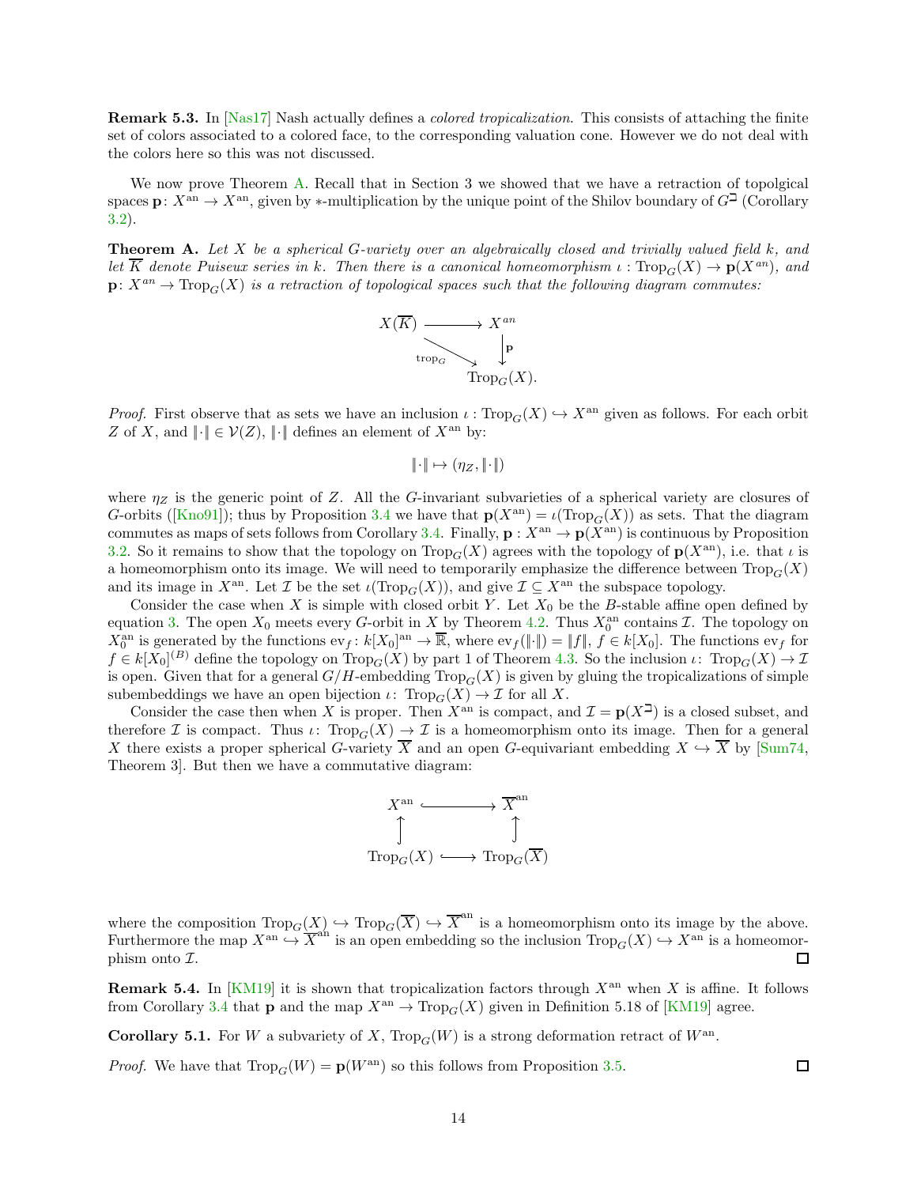**Remark 5.3.** In [Nas17] Nash actually defines a *colored tropicalization*. This consists of attaching the finite set of colors associated to a colored face, to the corresponding valuation cone. However we do not deal with the colors here so this was not discussed.

We now prove Theorem A. Recall that in Section 3 we showed that we have a retraction of topolgical spaces $\mathbf{p}\colon X^{\mathrm{an}} \to X^{\mathrm{an}}$, given by $*$-multiplication by the unique point of the Shilov boundary of $G^{\beth}$ (Corollary 3.2).

**Theorem A.** *Let $X$ be a spherical $G$-variety over an algebraically closed and trivially valued field $k$, and let $\overline{K}$ denote Puiseux series in $k$. Then there is a canonical homeomorphism $\iota : \mathrm{Trop}_G(X) \to \mathbf{p}(X^{an})$, and $\mathbf{p}\colon X^{an} \to \mathrm{Trop}_G(X)$ is a retraction of topological spaces such that the following diagram commutes:*

$$\begin{array}{ccc} X(\overline{K}) & \longrightarrow & X^{an} \\ & \underset{\mathrm{trop}_G}{\searrow} & \downarrow \mathbf{p} \\ & & \mathrm{Trop}_G(X). \end{array}$$

*Proof.* First observe that as sets we have an inclusion $\iota : \mathrm{Trop}_G(X) \hookrightarrow X^{\mathrm{an}}$ given as follows. For each orbit $Z$ of $X$, and $\|\cdot\| \in \mathcal{V}(Z)$, $\|\cdot\|$ defines an element of $X^{\mathrm{an}}$ by:

$$\|\cdot\| \mapsto (\eta_Z, \|\cdot\|)$$

where $\eta_Z$ is the generic point of $Z$. All the $G$-invariant subvarieties of a spherical variety are closures of $G$-orbits ([Kno91]); thus by Proposition 3.4 we have that $\mathbf{p}(X^{\mathrm{an}}) = \iota(\mathrm{Trop}_G(X))$ as sets. That the diagram commutes as maps of sets follows from Corollary 3.4. Finally, $\mathbf{p} : X^{\mathrm{an}} \to \mathbf{p}(X^{\mathrm{an}})$ is continuous by Proposition 3.2. So it remains to show that the topology on $\mathrm{Trop}_G(X)$ agrees with the topology of $\mathbf{p}(X^{\mathrm{an}})$, i.e. that $\iota$ is a homeomorphism onto its image. We will need to temporarily emphasize the difference between $\mathrm{Trop}_G(X)$ and its image in $X^{\mathrm{an}}$. Let $\mathcal{I}$ be the set $\iota(\mathrm{Trop}_G(X))$, and give $\mathcal{I} \subseteq X^{\mathrm{an}}$ the subspace topology.

Consider the case when $X$ is simple with closed orbit $Y$. Let $X_0$ be the $B$-stable affine open defined by equation 3. The open $X_0$ meets every $G$-orbit in $X$ by Theorem 4.2. Thus $X_0^{\mathrm{an}}$ contains $\mathcal{I}$. The topology on $X_0^{\mathrm{an}}$ is generated by the functions $\mathrm{ev}_f\colon k[X_0]^{\mathrm{an}} \to \overline{\mathbb{R}}$, where $\mathrm{ev}_f(\|\cdot\|) = \|f\|$, $f \in k[X_0]$. The functions $\mathrm{ev}_f$ for $f \in k[X_0]^{(B)}$ define the topology on $\mathrm{Trop}_G(X)$ by part 1 of Theorem 4.3. So the inclusion $\iota\colon \mathrm{Trop}_G(X) \to \mathcal{I}$ is open. Given that for a general $G/H$-embedding $\mathrm{Trop}_G(X)$ is given by gluing the tropicalizations of simple subembeddings we have an open bijection $\iota\colon \mathrm{Trop}_G(X) \to \mathcal{I}$ for all $X$.

Consider the case then when $X$ is proper. Then $X^{\mathrm{an}}$ is compact, and $\mathcal{I} = \mathbf{p}(X^{\beth})$ is a closed subset, and therefore $\mathcal{I}$ is compact. Thus $\iota\colon \mathrm{Trop}_G(X) \to \mathcal{I}$ is a homeomorphism onto its image. Then for a general $X$ there exists a proper spherical $G$-variety $\overline{X}$ and an open $G$-equivariant embedding $X \hookrightarrow \overline{X}$ by [Sum74, Theorem 3]. But then we have a commutative diagram:

$$\begin{array}{ccc} X^{\mathrm{an}} & \hookrightarrow & \overline{X}^{\mathrm{an}} \\ \uparrow & & \uparrow \\ \mathrm{Trop}_G(X) & \hookrightarrow & \mathrm{Trop}_G(\overline{X}) \end{array}$$

where the composition $\mathrm{Trop}_G(X) \hookrightarrow \mathrm{Trop}_G(\overline{X}) \hookrightarrow \overline{X}^{\mathrm{an}}$ is a homeomorphism onto its image by the above. Furthermore the map $X^{\mathrm{an}} \hookrightarrow \overline{X}^{\mathrm{an}}$ is an open embedding so the inclusion $\mathrm{Trop}_G(X) \hookrightarrow X^{\mathrm{an}}$ is a homeomorphism onto $\mathcal{I}$. $\square$

**Remark 5.4.** In [KM19] it is shown that tropicalization factors through $X^{\mathrm{an}}$ when $X$ is affine. It follows from Corollary 3.4 that $\mathbf{p}$ and the map $X^{\mathrm{an}} \to \mathrm{Trop}_G(X)$ given in Definition 5.18 of [KM19] agree.

**Corollary 5.1.** For $W$ a subvariety of $X$, $\mathrm{Trop}_G(W)$ is a strong deformation retract of $W^{\mathrm{an}}$.

*Proof.* We have that $\mathrm{Trop}_G(W) = \mathbf{p}(W^{\mathrm{an}})$ so this follows from Proposition 3.5. $\square$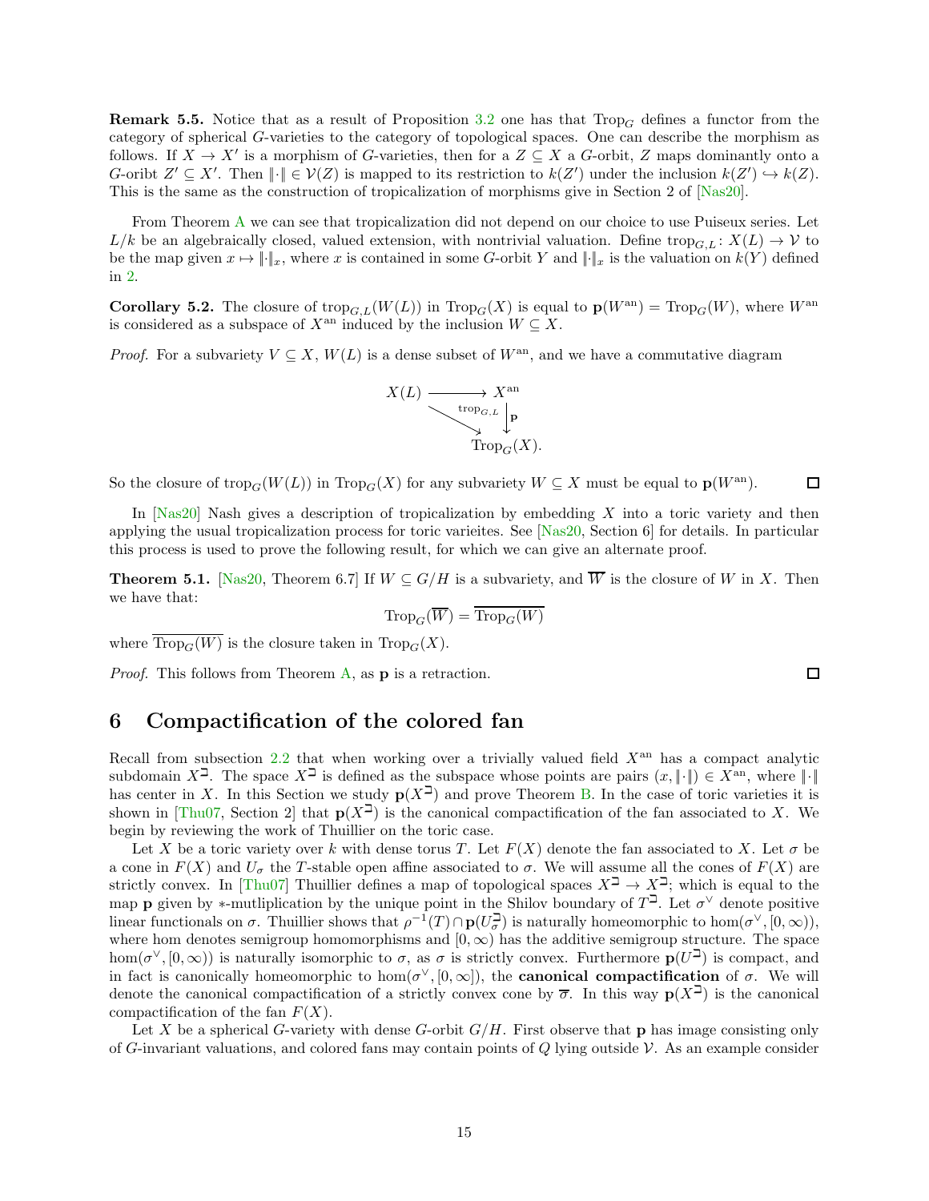**Remark 5.5.** Notice that as a result of Proposition 3.2 one has that $\mathrm{Trop}_G$ defines a functor from the category of spherical $G$-varieties to the category of topological spaces. One can describe the morphism as follows. If $X \to X'$ is a morphism of $G$-varieties, then for a $Z \subseteq X$ a $G$-orbit, $Z$ maps dominantly onto a $G$-oribt $Z' \subseteq X'$. Then $\|\cdot\| \in \mathcal{V}(Z)$ is mapped to its restriction to $k(Z')$ under the inclusion $k(Z') \hookrightarrow k(Z)$. This is the same as the construction of tropicalization of morphisms give in Section 2 of [Nas20].

From Theorem A we can see that tropicalization did not depend on our choice to use Puiseux series. Let $L/k$ be an algebraically closed, valued extension, with nontrivial valuation. Define $\mathrm{trop}_{G,L} \colon X(L) \to \mathcal{V}$ to be the map given $x \mapsto \|\cdot\|_x$, where $x$ is contained in some $G$-orbit $Y$ and $\|\cdot\|_x$ is the valuation on $k(Y)$ defined in 2.

**Corollary 5.2.** The closure of $\mathrm{trop}_{G,L}(W(L))$ in $\mathrm{Trop}_G(X)$ is equal to $\mathbf{p}(W^{\mathrm{an}}) = \mathrm{Trop}_G(W)$, where $W^{\mathrm{an}}$ is considered as a subspace of $X^{\mathrm{an}}$ induced by the inclusion $W \subseteq X$.

*Proof.* For a subvariety $V \subseteq X$, $W(L)$ is a dense subset of $W^{\mathrm{an}}$, and we have a commutative diagram

$$\begin{array}{ccc} X(L) & \longrightarrow & X^{\mathrm{an}} \\ & \searrow^{\mathrm{trop}_{G,L}} & \downarrow \mathbf{p} \\ & & \mathrm{Trop}_G(X). \end{array}$$

So the closure of $\mathrm{trop}_G(W(L))$ in $\mathrm{Trop}_G(X)$ for any subvariety $W \subseteq X$ must be equal to $\mathbf{p}(W^{\mathrm{an}})$. $\square$

In [Nas20] Nash gives a description of tropicalization by embedding $X$ into a toric variety and then applying the usual tropicalization process for toric varieites. See [Nas20, Section 6] for details. In particular this process is used to prove the following result, for which we can give an alternate proof.

**Theorem 5.1.** [Nas20, Theorem 6.7] If $W \subseteq G/H$ is a subvariety, and $\overline{W}$ is the closure of $W$ in $X$. Then we have that:

$$\mathrm{Trop}_G(\overline{W}) = \overline{\mathrm{Trop}_G(W)}$$

where $\overline{\mathrm{Trop}_G(W)}$ is the closure taken in $\mathrm{Trop}_G(X)$.

*Proof.* This follows from Theorem A, as $\mathbf{p}$ is a retraction. $\square$

# 6 Compactification of the colored fan

Recall from subsection 2.2 that when working over a trivially valued field $X^{\mathrm{an}}$ has a compact analytic subdomain $X^{\beth}$. The space $X^{\beth}$ is defined as the subspace whose points are pairs $(x, \|\cdot\|) \in X^{\mathrm{an}}$, where $\|\cdot\|$ has center in $X$. In this Section we study $\mathbf{p}(X^{\beth})$ and prove Theorem B. In the case of toric varieties it is shown in [Thu07, Section 2] that $\mathbf{p}(X^{\beth})$ is the canonical compactification of the fan associated to $X$. We begin by reviewing the work of Thuillier on the toric case.

Let $X$ be a toric variety over $k$ with dense torus $T$. Let $F(X)$ denote the fan associated to $X$. Let $\sigma$ be a cone in $F(X)$ and $U_\sigma$ the $T$-stable open affine associated to $\sigma$. We will assume all the cones of $F(X)$ are strictly convex. In [Thu07] Thuillier defines a map of topological spaces $X^{\beth} \to X^{\beth}$; which is equal to the map $\mathbf{p}$ given by $*$-mutliplication by the unique point in the Shilov boundary of $T^{\beth}$. Let $\sigma^\vee$ denote positive linear functionals on $\sigma$. Thuillier shows that $\rho^{-1}(T) \cap \mathbf{p}(U_\sigma^{\beth})$ is naturally homeomorphic to $\hom(\sigma^\vee, [0,\infty))$, where hom denotes semigroup homomorphisms and $[0,\infty)$ has the additive semigroup structure. The space $\hom(\sigma^\vee, [0,\infty))$ is naturally isomorphic to $\sigma$, as $\sigma$ is strictly convex. Furthermore $\mathbf{p}(U^{\beth})$ is compact, and in fact is canonically homeomorphic to $\hom(\sigma^\vee, [0,\infty])$, the **canonical compactification** of $\sigma$. We will denote the canonical compactification of a strictly convex cone by $\overline{\sigma}$. In this way $\mathbf{p}(X^{\beth})$ is the canonical compactification of the fan $F(X)$.

Let $X$ be a spherical $G$-variety with dense $G$-orbit $G/H$. First observe that $\mathbf{p}$ has image consisting only of $G$-invariant valuations, and colored fans may contain points of $Q$ lying outside $\mathcal{V}$. As an example consider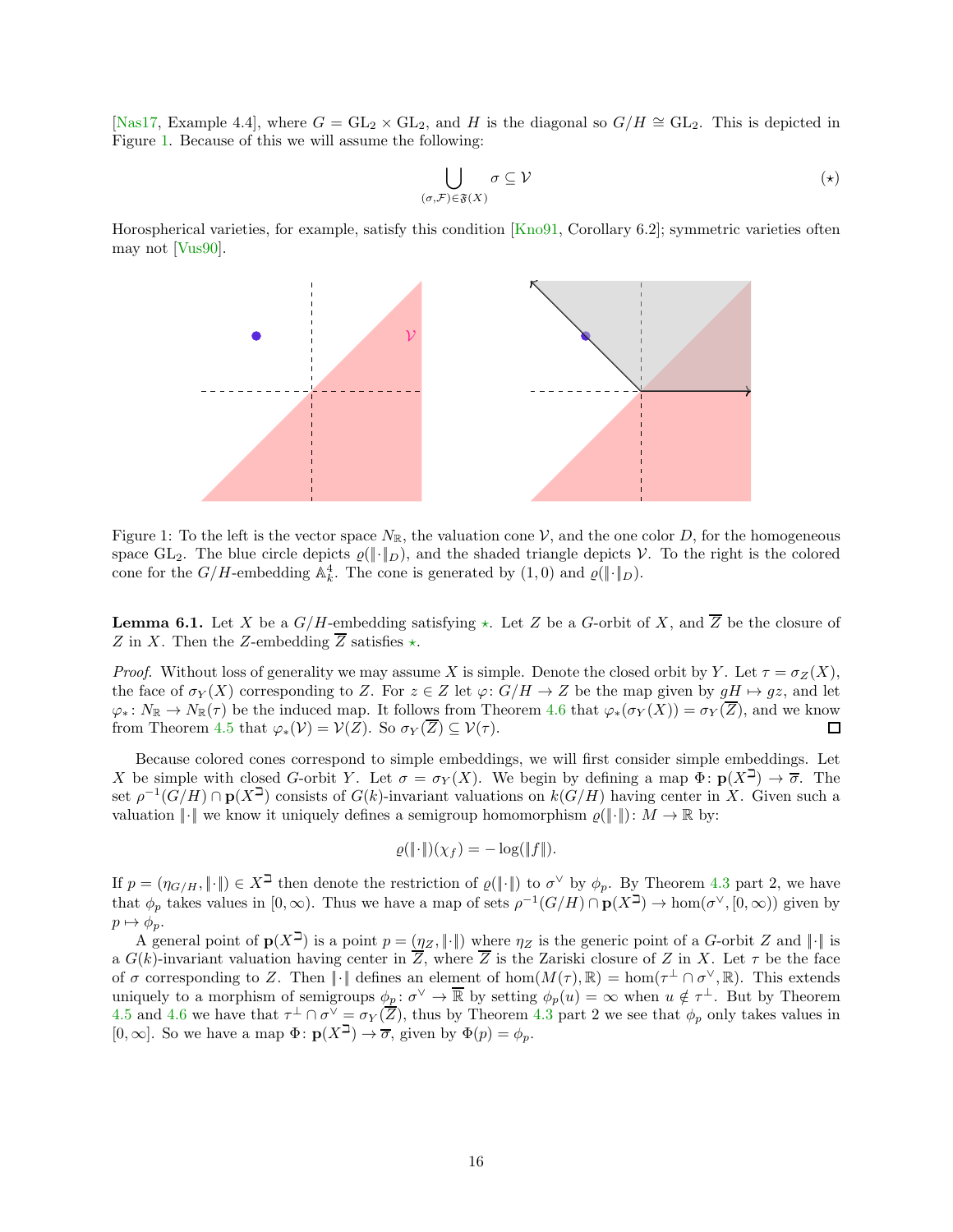[Nas17, Example 4.4], where $G = \mathrm{GL}_2 \times \mathrm{GL}_2$, and $H$ is the diagonal so $G/H \cong \mathrm{GL}_2$. This is depicted in Figure 1. Because of this we will assume the following:

$$\bigcup_{(\sigma,\mathcal{F})\in\mathfrak{F}(X)} \sigma \subseteq \mathcal{V} \tag{$\star$}$$

Horospherical varieties, for example, satisfy this condition [Kno91, Corollary 6.2]; symmetric varieties often may not [Vus90].

Figure 1: To the left is the vector space $N_\mathbb{R}$, the valuation cone $\mathcal{V}$, and the one color $D$, for the homogeneous space $\mathrm{GL}_2$. The blue circle depicts $\varrho(\|\cdot\|_D)$, and the shaded triangle depicts $\mathcal{V}$. To the right is the colored cone for the $G/H$-embedding $\mathbb{A}^4_k$. The cone is generated by $(1,0)$ and $\varrho(\|\cdot\|_D)$.

**Lemma 6.1.** Let $X$ be a $G/H$-embedding satisfying $\star$. Let $Z$ be a $G$-orbit of $X$, and $\overline{Z}$ be the closure of $Z$ in $X$. Then the $Z$-embedding $\overline{Z}$ satisfies $\star$.

*Proof.* Without loss of generality we may assume $X$ is simple. Denote the closed orbit by $Y$. Let $\tau = \sigma_Z(X)$, the face of $\sigma_Y(X)$ corresponding to $Z$. For $z \in Z$ let $\varphi\colon G/H \to Z$ be the map given by $gH \mapsto gz$, and let $\varphi_*\colon N_\mathbb{R} \to N_\mathbb{R}(\tau)$ be the induced map. It follows from Theorem 4.6 that $\varphi_*(\sigma_Y(X)) = \sigma_Y(\overline{Z})$, and we know from Theorem 4.5 that $\varphi_*(\mathcal{V}) = \mathcal{V}(Z)$. So $\sigma_Y(\overline{Z}) \subseteq \mathcal{V}(\tau)$. $\square$

Because colored cones correspond to simple embeddings, we will first consider simple embeddings. Let $X$ be simple with closed $G$-orbit $Y$. Let $\sigma = \sigma_Y(X)$. We begin by defining a map $\Phi\colon \mathbf{p}(X^{\sqsupset}) \to \overline{\sigma}$. The set $\rho^{-1}(G/H) \cap \mathbf{p}(X^{\sqsupset})$ consists of $G(k)$-invariant valuations on $k(G/H)$ having center in $X$. Given such a valuation $\|\cdot\|$ we know it uniquely defines a semigroup homomorphism $\varrho(\|\cdot\|)\colon M \to \mathbb{R}$ by:

$$\varrho(\|\cdot\|)(\chi_f) = -\log(\|f\|).$$

If $p = (\eta_{G/H}, \|\cdot\|) \in X^{\sqsupset}$ then denote the restriction of $\varrho(\|\cdot\|)$ to $\sigma^\vee$ by $\phi_p$. By Theorem 4.3 part 2, we have that $\phi_p$ takes values in $[0,\infty)$. Thus we have a map of sets $\rho^{-1}(G/H) \cap \mathbf{p}(X^{\sqsupset}) \to \hom(\sigma^\vee, [0,\infty))$ given by $p \mapsto \phi_p$.

A general point of $\mathbf{p}(X^{\sqsupset})$ is a point $p = (\eta_Z, \|\cdot\|)$ where $\eta_Z$ is the generic point of a $G$-orbit $Z$ and $\|\cdot\|$ is a $G(k)$-invariant valuation having center in $\overline{Z}$, where $\overline{Z}$ is the Zariski closure of $Z$ in $X$. Let $\tau$ be the face of $\sigma$ corresponding to $Z$. Then $\|\cdot\|$ defines an element of $\hom(M(\tau),\mathbb{R}) = \hom(\tau^\perp \cap \sigma^\vee, \mathbb{R})$. This extends uniquely to a morphism of semigroups $\phi_p\colon \sigma^\vee \to \overline{\mathbb{R}}$ by setting $\phi_p(u) = \infty$ when $u \notin \tau^\perp$. But by Theorem 4.5 and 4.6 we have that $\tau^\perp \cap \sigma^\vee = \sigma_Y(\overline{Z})$, thus by Theorem 4.3 part 2 we see that $\phi_p$ only takes values in $[0,\infty]$. So we have a map $\Phi\colon \mathbf{p}(X^{\sqsupset}) \to \overline{\sigma}$, given by $\Phi(p) = \phi_p$.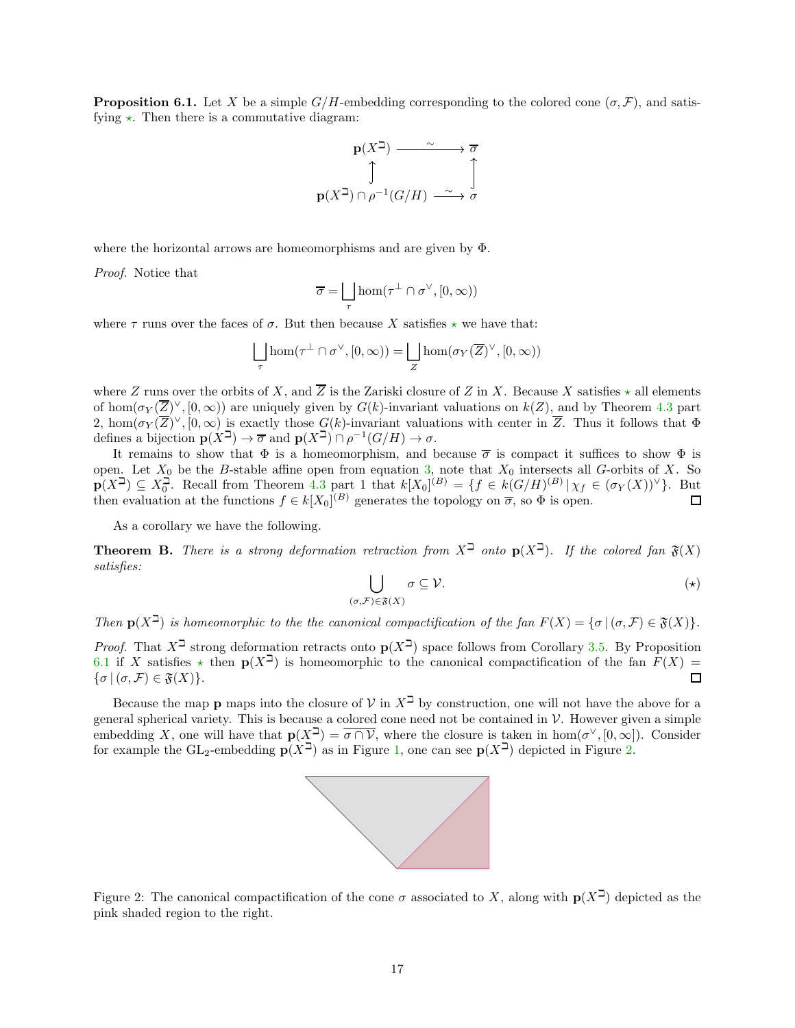**Proposition 6.1.** Let $X$ be a simple $G/H$-embedding corresponding to the colored cone $(\sigma, \mathcal{F})$, and satisfying $\star$. Then there is a commutative diagram:

$$\begin{array}{ccc} \mathbf{p}(X^{\sqsupset}) & \xrightarrow{\sim} & \overline{\sigma} \\ \uparrow & & \uparrow \\ \mathbf{p}(X^{\sqsupset}) \cap \rho^{-1}(G/H) & \xrightarrow{\sim} & \sigma \end{array}$$

where the horizontal arrows are homeomorphisms and are given by $\Phi$.

*Proof.* Notice that

$$\overline{\sigma} = \bigsqcup_{\tau} \hom(\tau^{\perp} \cap \sigma^{\vee}, [0, \infty))$$

where $\tau$ runs over the faces of $\sigma$. But then because $X$ satisfies $\star$ we have that:

$$\bigsqcup_{\tau} \hom(\tau^{\perp} \cap \sigma^{\vee}, [0, \infty)) = \bigsqcup_{Z} \hom(\sigma_Y(\overline{Z})^{\vee}, [0, \infty))$$

where $Z$ runs over the orbits of $X$, and $\overline{Z}$ is the Zariski closure of $Z$ in $X$. Because $X$ satisfies $\star$ all elements of $\hom(\sigma_Y(\overline{Z})^{\vee}, [0, \infty))$ are uniquely given by $G(k)$-invariant valuations on $k(Z)$, and by Theorem 4.3 part 2, $\hom(\sigma_Y(\overline{Z})^{\vee}, [0, \infty)$ is exactly those $G(k)$-invariant valuations with center in $\overline{Z}$. Thus it follows that $\Phi$ defines a bijection $\mathbf{p}(X^{\sqsupset}) \to \overline{\sigma}$ and $\mathbf{p}(X^{\sqsupset}) \cap \rho^{-1}(G/H) \to \sigma$.

It remains to show that $\Phi$ is a homeomorphism, and because $\overline{\sigma}$ is compact it suffices to show $\Phi$ is open. Let $X_0$ be the $B$-stable affine open from equation 3, note that $X_0$ intersects all $G$-orbits of $X$. So $\mathbf{p}(X^{\sqsupset}) \subseteq X_0^{\sqsupset}$. Recall from Theorem 4.3 part 1 that $k[X_0]^{(B)} = \{f \in k(G/H)^{(B)} \mid \chi_f \in (\sigma_Y(X))^{\vee}\}$. But then evaluation at the functions $f \in k[X_0]^{(B)}$ generates the topology on $\overline{\sigma}$, so $\Phi$ is open. $\square$

As a corollary we have the following.

**Theorem B.** *There is a strong deformation retraction from $X^{\sqsupset}$ onto $\mathbf{p}(X^{\sqsupset})$. If the colored fan $\mathfrak{F}(X)$ satisfies:*

$$\bigcup_{(\sigma,\mathcal{F}) \in \mathfrak{F}(X)} \sigma \subseteq \mathcal{V}. \tag{$\star$}$$

*Then $\mathbf{p}(X^{\sqsupset})$ is homeomorphic to the the canonical compactification of the fan $F(X) = \{\sigma \mid (\sigma, \mathcal{F}) \in \mathfrak{F}(X)\}$.*

*Proof.* That $X^{\sqsupset}$ strong deformation retracts onto $\mathbf{p}(X^{\sqsupset})$ space follows from Corollary 3.5. By Proposition 6.1 if $X$ satisfies $\star$ then $\mathbf{p}(X^{\sqsupset})$ is homeomorphic to the canonical compactification of the fan $F(X) = \{\sigma \mid (\sigma, \mathcal{F}) \in \mathfrak{F}(X)\}$. $\square$

Because the map $\mathbf{p}$ maps into the closure of $\mathcal{V}$ in $X^{\sqsupset}$ by construction, one will not have the above for a general spherical variety. This is because a colored cone need not be contained in $\mathcal{V}$. However given a simple embedding $X$, one will have that $\mathbf{p}(X^{\sqsupset}) = \overline{\sigma \cap \mathcal{V}}$, where the closure is taken in $\hom(\sigma^{\vee}, [0, \infty])$. Consider for example the $\mathrm{GL}_2$-embedding $\mathbf{p}(X^{\sqsupset})$ as in Figure 1, one can see $\mathbf{p}(X^{\sqsupset})$ depicted in Figure 2.

Figure 2: The canonical compactification of the cone $\sigma$ associated to $X$, along with $\mathbf{p}(X^{\sqsupset})$ depicted as the pink shaded region to the right.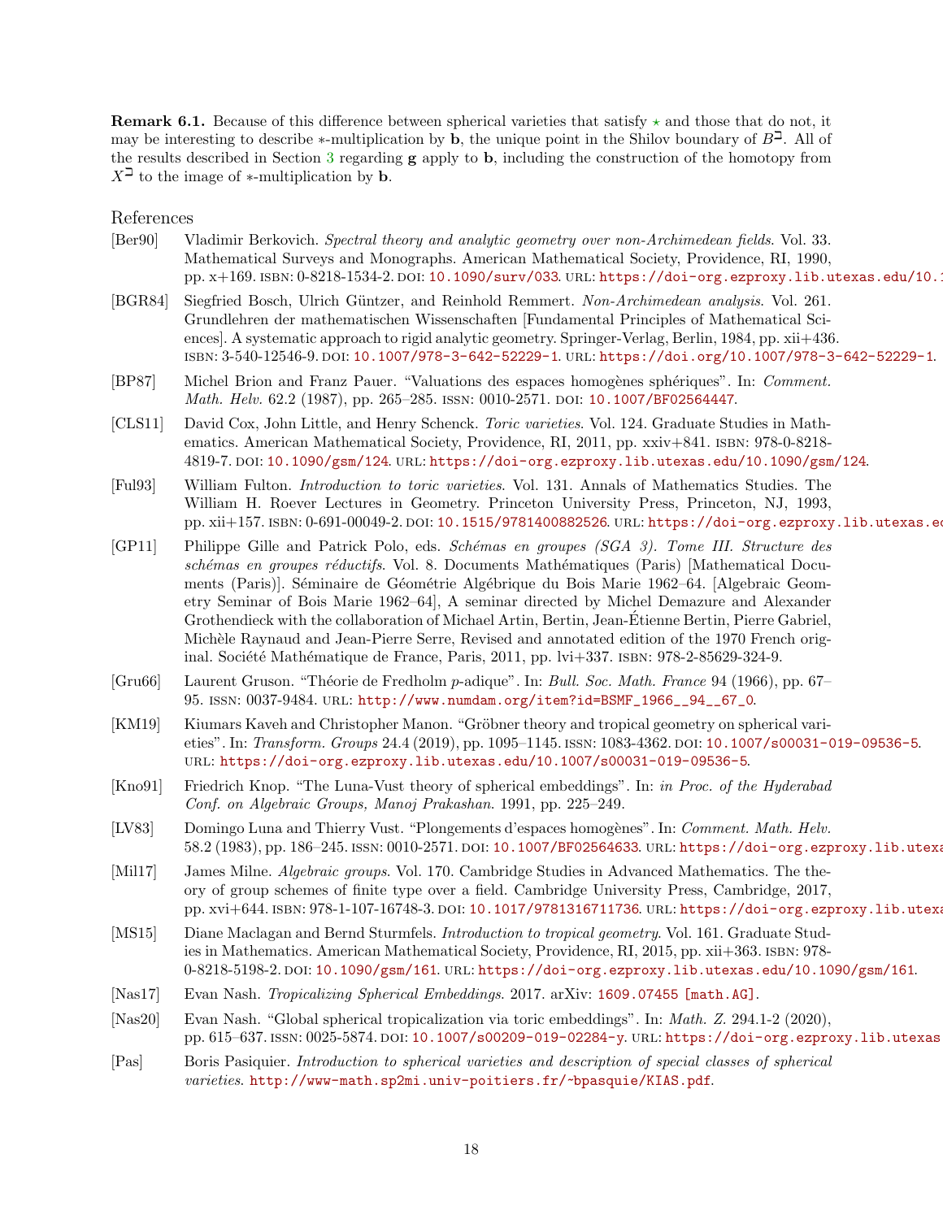**Remark 6.1.** Because of this difference between spherical varieties that satisfy ⋆ and those that do not, it may be interesting to describe $*$-multiplication by $\mathbf{b}$, the unique point in the Shilov boundary of $B^{\daleth}$. All of the results described in Section 3 regarding $\mathbf{g}$ apply to $\mathbf{b}$, including the construction of the homotopy from $X^{\daleth}$ to the image of $*$-multiplication by $\mathbf{b}$.

## References

[Ber90] Vladimir Berkovich. *Spectral theory and analytic geometry over non-Archimedean fields*. Vol. 33. Mathematical Surveys and Monographs. American Mathematical Society, Providence, RI, 1990, pp. x+169. ISBN: 0-8218-1534-2. DOI: 10.1090/surv/033. URL: https://doi-org.ezproxy.lib.utexas.edu/10.1

[BGR84] Siegfried Bosch, Ulrich Güntzer, and Reinhold Remmert. *Non-Archimedean analysis*. Vol. 261. Grundlehren der mathematischen Wissenschaften [Fundamental Principles of Mathematical Sciences]. A systematic approach to rigid analytic geometry. Springer-Verlag, Berlin, 1984, pp. xii+436. ISBN: 3-540-12546-9. DOI: 10.1007/978-3-642-52229-1. URL: https://doi.org/10.1007/978-3-642-52229-1.

[BP87] Michel Brion and Franz Pauer. "Valuations des espaces homogènes sphériques". In: *Comment. Math. Helv.* 62.2 (1987), pp. 265–285. ISSN: 0010-2571. DOI: 10.1007/BF02564447.

[CLS11] David Cox, John Little, and Henry Schenck. *Toric varieties*. Vol. 124. Graduate Studies in Mathematics. American Mathematical Society, Providence, RI, 2011, pp. xxiv+841. ISBN: 978-0-8218-4819-7. DOI: 10.1090/gsm/124. URL: https://doi-org.ezproxy.lib.utexas.edu/10.1090/gsm/124.

[Ful93] William Fulton. *Introduction to toric varieties*. Vol. 131. Annals of Mathematics Studies. The William H. Roever Lectures in Geometry. Princeton University Press, Princeton, NJ, 1993, pp. xii+157. ISBN: 0-691-00049-2. DOI: 10.1515/9781400882526. URL: https://doi-org.ezproxy.lib.utexas.e

[GP11] Philippe Gille and Patrick Polo, eds. *Schémas en groupes (SGA 3). Tome III. Structure des schémas en groupes réductifs*. Vol. 8. Documents Mathématiques (Paris) [Mathematical Documents (Paris)]. Séminaire de Géométrie Algébrique du Bois Marie 1962–64. [Algebraic Geometry Seminar of Bois Marie 1962–64], A seminar directed by Michel Demazure and Alexander Grothendieck with the collaboration of Michael Artin, Bertin, Jean-Étienne Bertin, Pierre Gabriel, Michèle Raynaud and Jean-Pierre Serre, Revised and annotated edition of the 1970 French original. Société Mathématique de France, Paris, 2011, pp. lvi+337. ISBN: 978-2-85629-324-9.

[Gru66] Laurent Gruson. "Théorie de Fredholm $p$-adique". In: *Bull. Soc. Math. France* 94 (1966), pp. 67–95. ISSN: 0037-9484. URL: http://www.numdam.org/item?id=BSMF_1966__94__67_0.

[KM19] Kiumars Kaveh and Christopher Manon. "Gröbner theory and tropical geometry on spherical varieties". In: *Transform. Groups* 24.4 (2019), pp. 1095–1145. ISSN: 1083-4362. DOI: 10.1007/s00031-019-09536-5. URL: https://doi-org.ezproxy.lib.utexas.edu/10.1007/s00031-019-09536-5.

[Kno91] Friedrich Knop. "The Luna-Vust theory of spherical embeddings". In: *in Proc. of the Hyderabad Conf. on Algebraic Groups, Manoj Prakashan*. 1991, pp. 225–249.

[LV83] Domingo Luna and Thierry Vust. "Plongements d'espaces homogènes". In: *Comment. Math. Helv.* 58.2 (1983), pp. 186–245. ISSN: 0010-2571. DOI: 10.1007/BF02564633. URL: https://doi-org.ezproxy.lib.utexa

[Mil17] James Milne. *Algebraic groups*. Vol. 170. Cambridge Studies in Advanced Mathematics. The theory of group schemes of finite type over a field. Cambridge University Press, Cambridge, 2017, pp. xvi+644. ISBN: 978-1-107-16748-3. DOI: 10.1017/9781316711736. URL: https://doi-org.ezproxy.lib.utexa

[MS15] Diane Maclagan and Bernd Sturmfels. *Introduction to tropical geometry*. Vol. 161. Graduate Studies in Mathematics. American Mathematical Society, Providence, RI, 2015, pp. xii+363. ISBN: 978-0-8218-5198-2. DOI: 10.1090/gsm/161. URL: https://doi-org.ezproxy.lib.utexas.edu/10.1090/gsm/161.

[Nas17] Evan Nash. *Tropicalizing Spherical Embeddings*. 2017. arXiv: 1609.07455 [math.AG].

[Nas20] Evan Nash. "Global spherical tropicalization via toric embeddings". In: *Math. Z.* 294.1-2 (2020), pp. 615–637. ISSN: 0025-5874. DOI: 10.1007/s00209-019-02284-y. URL: https://doi-org.ezproxy.lib.utexas

[Pas] Boris Pasiquier. *Introduction to spherical varieties and description of special classes of spherical varieties*. http://www-math.sp2mi.univ-poitiers.fr/~bpasquie/KIAS.pdf.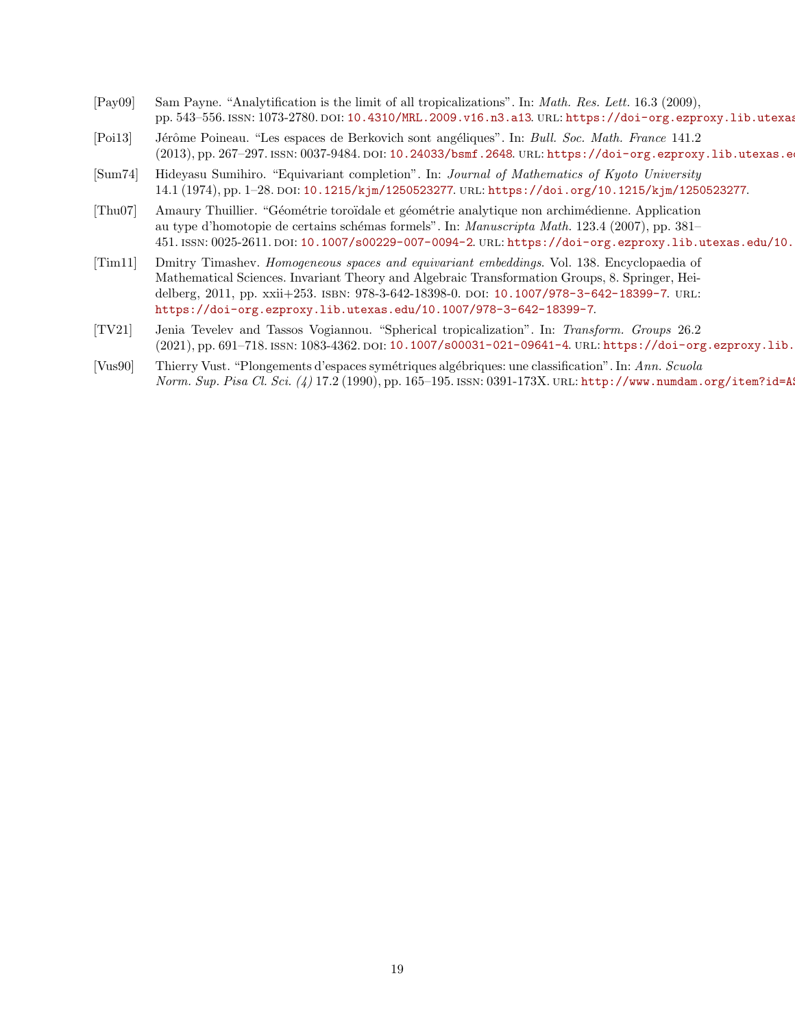[Pay09] Sam Payne. "Analytification is the limit of all tropicalizations". In: *Math. Res. Lett.* 16.3 (2009), pp. 543–556. ISSN: 1073-2780. DOI: 10.4310/MRL.2009.v16.n3.a13. URL: https://doi-org.ezproxy.lib.utexas

[Poi13] Jérôme Poineau. "Les espaces de Berkovich sont angéliques". In: *Bull. Soc. Math. France* 141.2 (2013), pp. 267–297. ISSN: 0037-9484. DOI: 10.24033/bsmf.2648. URL: https://doi-org.ezproxy.lib.utexas.e

[Sum74] Hideyasu Sumihiro. "Equivariant completion". In: *Journal of Mathematics of Kyoto University* 14.1 (1974), pp. 1–28. DOI: 10.1215/kjm/1250523277. URL: https://doi.org/10.1215/kjm/1250523277.

[Thu07] Amaury Thuillier. "Géométrie toroïdale et géométrie analytique non archimédienne. Application au type d'homotopie de certains schémas formels". In: *Manuscripta Math.* 123.4 (2007), pp. 381–451. ISSN: 0025-2611. DOI: 10.1007/s00229-007-0094-2. URL: https://doi-org.ezproxy.lib.utexas.edu/10.

[Tim11] Dmitry Timashev. *Homogeneous spaces and equivariant embeddings*. Vol. 138. Encyclopaedia of Mathematical Sciences. Invariant Theory and Algebraic Transformation Groups, 8. Springer, Heidelberg, 2011, pp. xxii+253. ISBN: 978-3-642-18398-0. DOI: 10.1007/978-3-642-18399-7. URL: https://doi-org.ezproxy.lib.utexas.edu/10.1007/978-3-642-18399-7.

[TV21] Jenia Tevelev and Tassos Vogiannou. "Spherical tropicalization". In: *Transform. Groups* 26.2 (2021), pp. 691–718. ISSN: 1083-4362. DOI: 10.1007/s00031-021-09641-4. URL: https://doi-org.ezproxy.lib.

[Vus90] Thierry Vust. "Plongements d'espaces symétriques algébriques: une classification". In: *Ann. Scuola Norm. Sup. Pisa Cl. Sci. (4)* 17.2 (1990), pp. 165–195. ISSN: 0391-173X. URL: http://www.numdam.org/item?id=AS